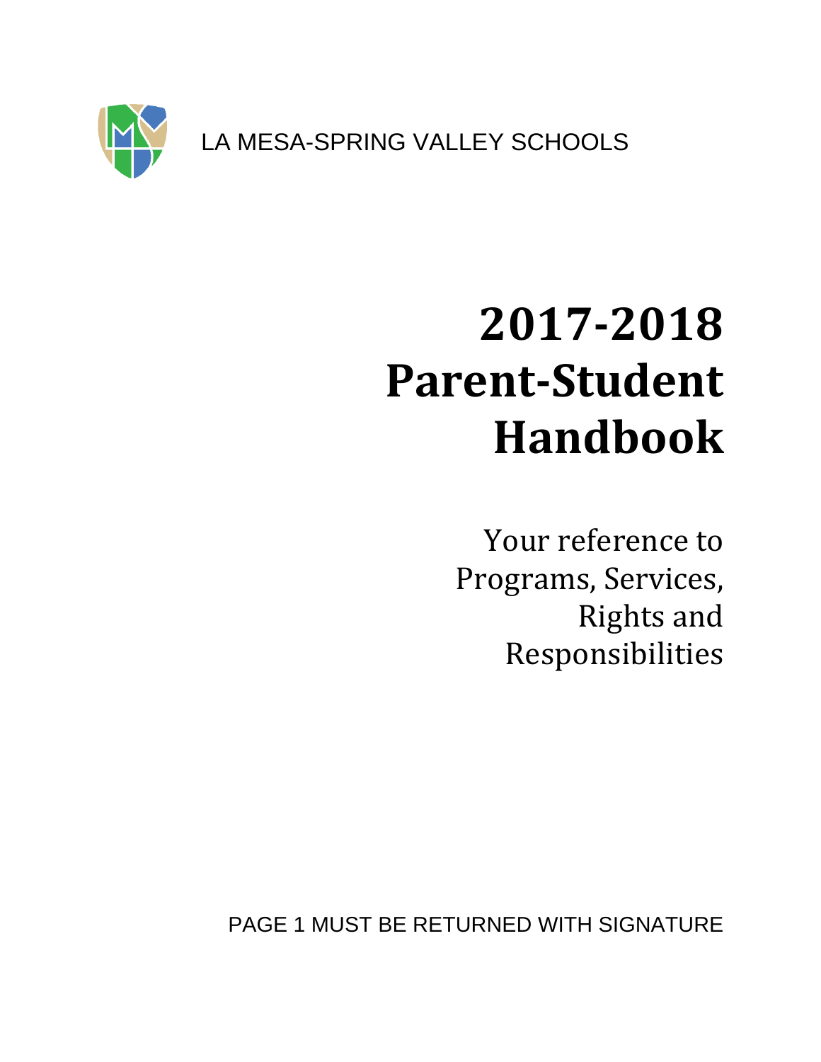LA MESA-SPRING VALLEY SCHOOLS

# 2017-2018 Parent-Student Handbook

Your reference to Programs, Services, Rights and Responsibilities

PAGE 1 MUST BE RETURNED WITH SIGNATURE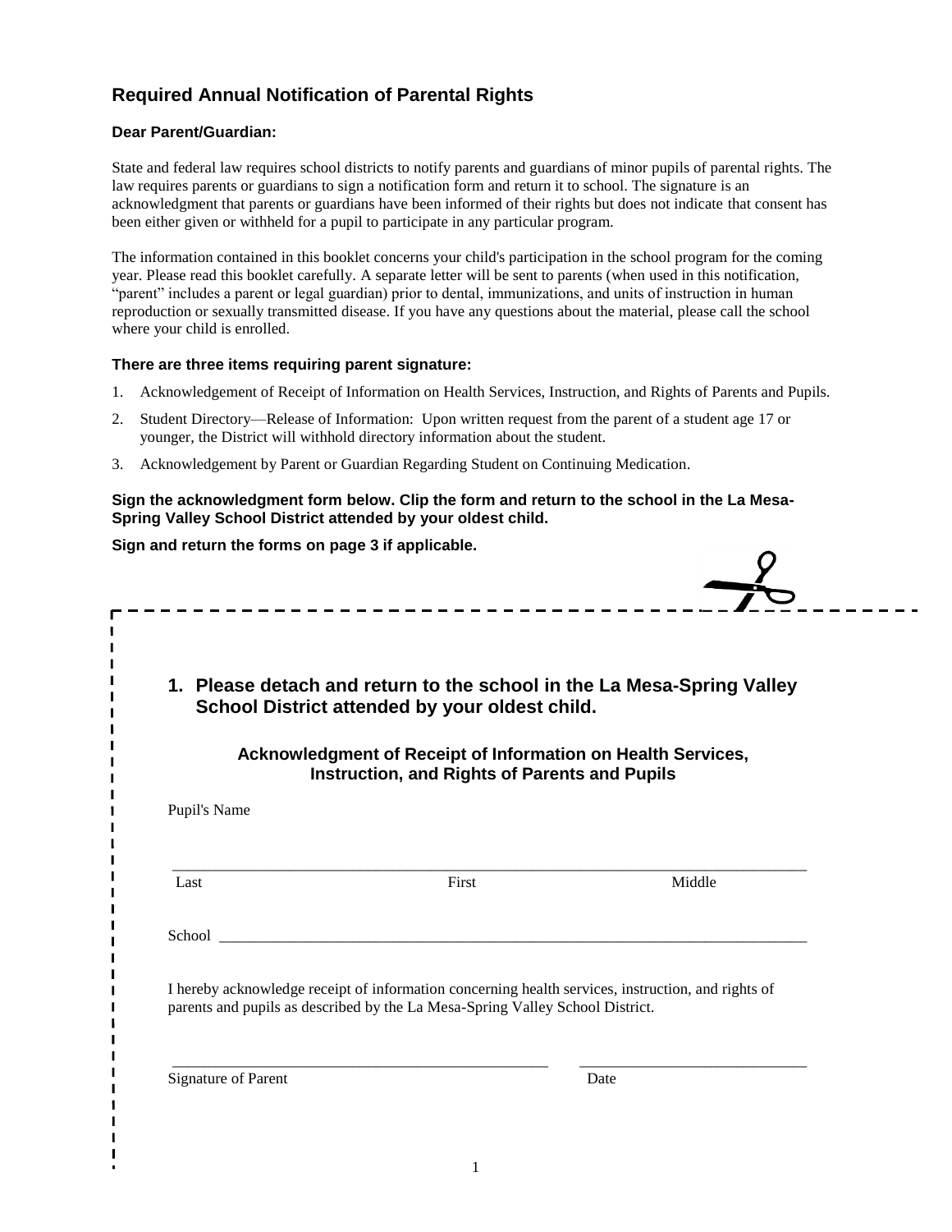## Required Annual Notification of Parental Rights

**Dear Parent/Guardian:**

State and federal law requires school districts to notify parents and guardians of minor pupils of parental rights. The law requires parents or guardians to sign a notification form and return it to school. The signature is an acknowledgment that parents or guardians have been informed of their rights but does not indicate that consent has been either given or withheld for a pupil to participate in any particular program.

The information contained in this booklet concerns your child's participation in the school program for the coming year. Please read this booklet carefully. A separate letter will be sent to parents (when used in this notification, "parent" includes a parent or legal guardian) prior to dental, immunizations, and units of instruction in human reproduction or sexually transmitted disease. If you have any questions about the material, please call the school where your child is enrolled.

**There are three items requiring parent signature:**

1. Acknowledgement of Receipt of Information on Health Services, Instruction, and Rights of Parents and Pupils.
2. Student Directory—Release of Information: Upon written request from the parent of a student age 17 or younger, the District will withhold directory information about the student.
3. Acknowledgement by Parent or Guardian Regarding Student on Continuing Medication.

**Sign the acknowledgment form below. Clip the form and return to the school in the La Mesa-Spring Valley School District attended by your oldest child.**

**Sign and return the forms on page 3 if applicable.**

---

### 1. Please detach and return to the school in the La Mesa-Spring Valley School District attended by your oldest child.

#### Acknowledgment of Receipt of Information on Health Services, Instruction, and Rights of Parents and Pupils

Pupil's Name

______________________________________________________________________________

Last                                        First                                        Middle

School ________________________________________________________________________

I hereby acknowledge receipt of information concerning health services, instruction, and rights of parents and pupils as described by the La Mesa-Spring Valley School District.

_______________________________________________          ____________________________

Signature of Parent                                                                        Date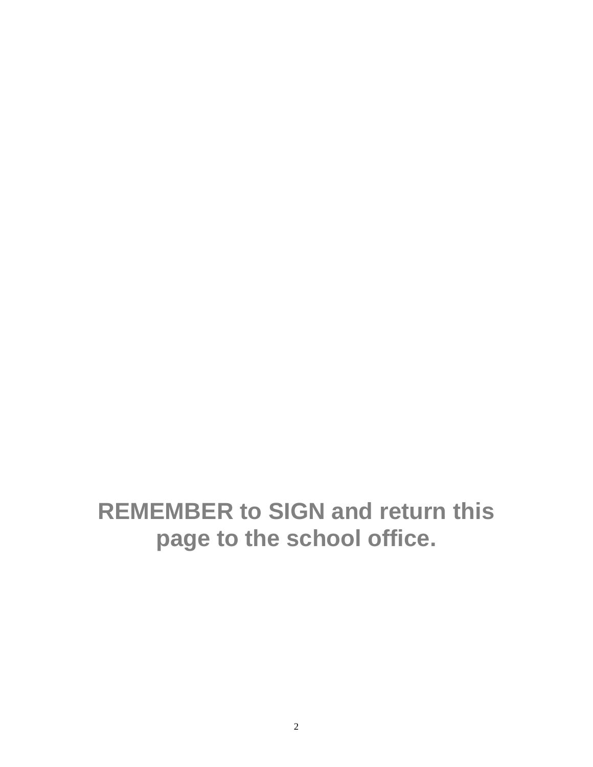**REMEMBER to SIGN and return this page to the school office.**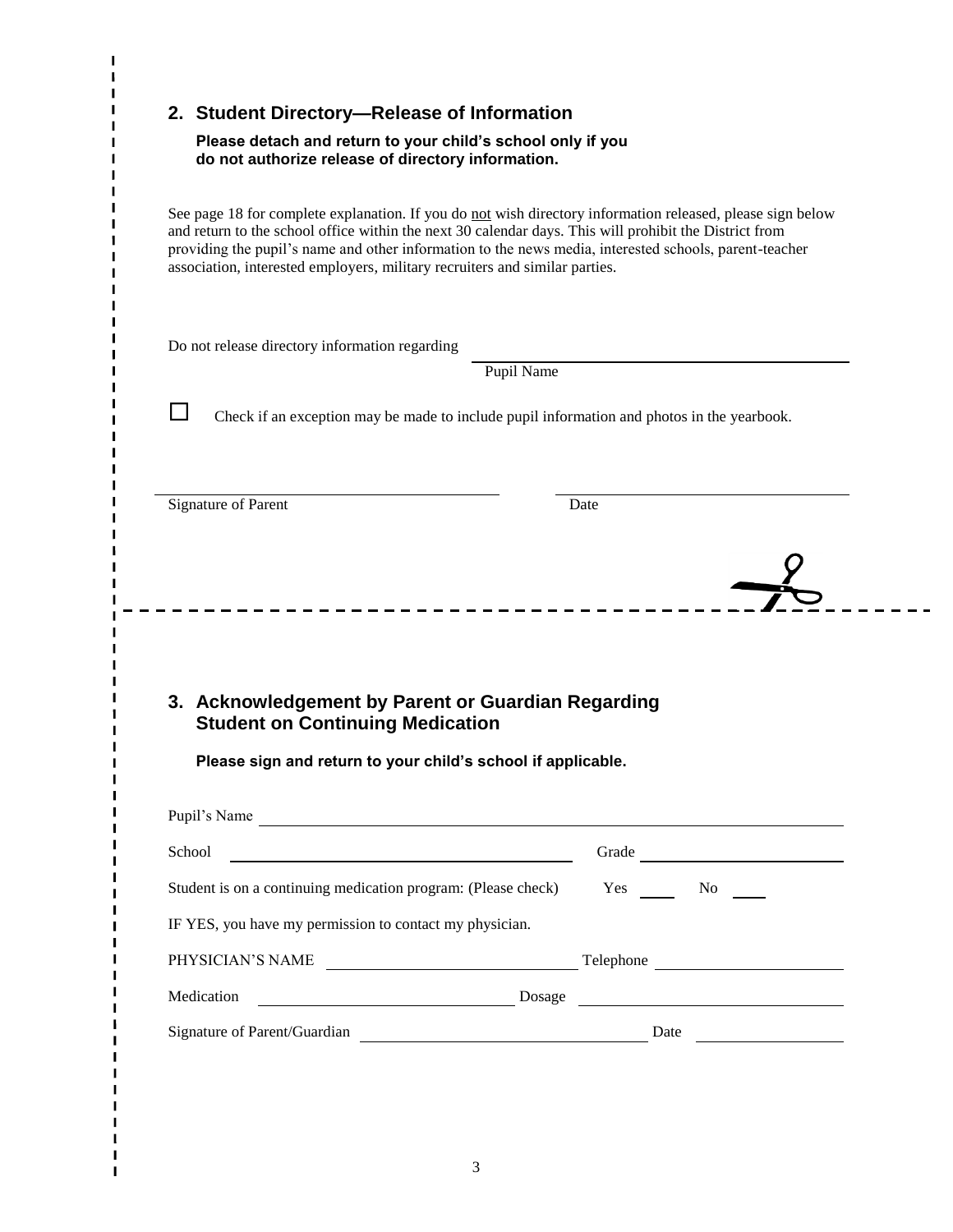## 2. Student Directory—Release of Information

**Please detach and return to your child's school only if you do not authorize release of directory information.**

See page 18 for complete explanation. If you do not wish directory information released, please sign below and return to the school office within the next 30 calendar days. This will prohibit the District from providing the pupil's name and other information to the news media, interested schools, parent-teacher association, interested employers, military recruiters and similar parties.

Do not release directory information regarding \_\_\_\_\_\_\_\_\_\_\_\_\_\_\_\_\_\_\_\_\_\_\_\_\_\_\_\_\_\_\_\_
Pupil Name

☐ Check if an exception may be made to include pupil information and photos in the yearbook.

\_\_\_\_\_\_\_\_\_\_\_\_\_\_\_\_\_\_\_\_\_\_\_\_\_\_\_\_\_\_ \_\_\_\_\_\_\_\_\_\_\_\_\_\_\_\_\_\_\_\_\_\_\_\_
Signature of Parent Date

---

## 3. Acknowledgement by Parent or Guardian Regarding Student on Continuing Medication

**Please sign and return to your child's school if applicable.**

Pupil's Name \_\_\_\_\_\_\_\_\_\_\_\_\_\_\_\_\_\_\_\_\_\_\_\_\_\_\_\_\_\_\_\_\_\_\_\_\_\_\_\_\_\_\_\_\_\_\_\_

School \_\_\_\_\_\_\_\_\_\_\_\_\_\_\_\_\_\_\_\_\_\_\_\_\_\_\_\_\_\_ Grade \_\_\_\_\_\_\_\_\_\_\_\_\_\_\_\_

Student is on a continuing medication program: (Please check) Yes \_\_\_\_ No \_\_\_\_

IF YES, you have my permission to contact my physician.

PHYSICIAN'S NAME \_\_\_\_\_\_\_\_\_\_\_\_\_\_\_\_\_\_\_\_\_\_\_\_ Telephone \_\_\_\_\_\_\_\_\_\_\_\_\_\_\_\_

Medication \_\_\_\_\_\_\_\_\_\_\_\_\_\_\_\_\_\_\_\_\_\_\_\_ Dosage \_\_\_\_\_\_\_\_\_\_\_\_\_\_\_\_\_\_\_\_\_\_\_\_

Signature of Parent/Guardian \_\_\_\_\_\_\_\_\_\_\_\_\_\_\_\_\_\_\_\_\_\_\_\_ Date \_\_\_\_\_\_\_\_\_\_\_\_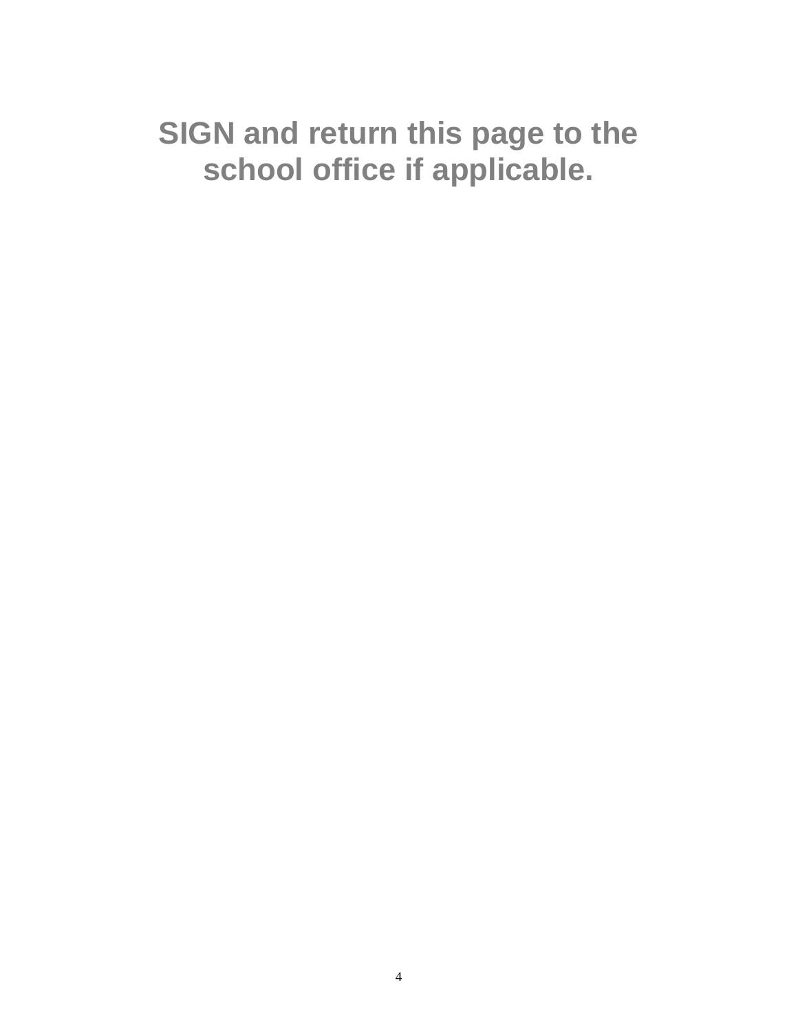# SIGN and return this page to the school office if applicable.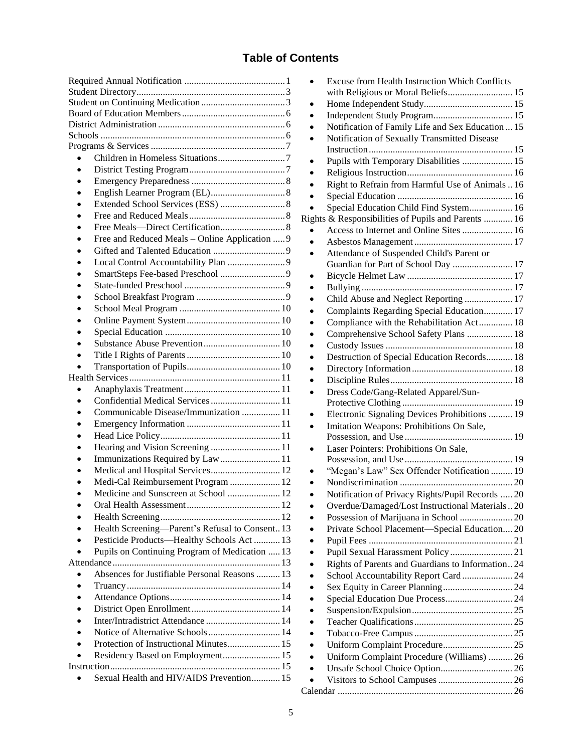# Table of Contents

Required Annual Notification ........................................... 1
Student Directory............................................................ 3
Student on Continuing Medication................................... 3
Board of Education Members........................................... 6
District Administration.................................................... 6
Schools ........................................................................... 6
Programs & Services ........................................................ 7

- Children in Homeless Situations............................ 7
- District Testing Program........................................ 7
- Emergency Preparedness ....................................... 8
- English Learner Program (EL)............................... 8
- Extended School Services (ESS) ........................... 8
- Free and Reduced Meals........................................ 8
- Free Meals—Direct Certification........................... 8
- Free and Reduced Meals – Online Application ..... 9
- Gifted and Talented Education .............................. 9
- Local Control Accountability Plan ........................ 9
- SmartSteps Fee-based Preschool ........................... 9
- State-funded Preschool .......................................... 9
- School Breakfast Program ..................................... 9
- School Meal Program .......................................... 10
- Online Payment System....................................... 10
- Special Education ................................................ 10
- Substance Abuse Prevention................................ 10
- Title I Rights of Parents ....................................... 10
- Transportation of Pupils....................................... 10

Health Services............................................................... 11

- Anaphylaxis Treatment........................................ 11
- Confidential Medical Services............................. 11
- Communicable Disease/Immunization ................ 11
- Emergency Information ....................................... 11
- Head Lice Policy.................................................. 11
- Hearing and Vision Screening ............................. 11
- Immunizations Required by Law......................... 11
- Medical and Hospital Services............................. 12
- Medi-Cal Reimbursement Program ..................... 12
- Medicine and Sunscreen at School ...................... 12
- Oral Health Assessment....................................... 12
- Health Screening.................................................. 12
- Health Screening—Parent's Refusal to Consent.. 13
- Pesticide Products—Healthy Schools Act ........... 13
- Pupils on Continuing Program of Medication ..... 13

Attendance...................................................................... 13

- Absences for Justifiable Personal Reasons .......... 13
- Truancy................................................................ 14
- Attendance Options.............................................. 14
- District Open Enrollment..................................... 14
- Inter/Intradistrict Attendance ............................... 14
- Notice of Alternative Schools.............................. 14
- Protection of Instructional Minutes...................... 15
- Residency Based on Employment........................ 15

Instruction....................................................................... 15

- Sexual Health and HIV/AIDS Prevention............ 15
- Excuse from Health Instruction Which Conflicts with Religious or Moral Beliefs........................... 15
- Home Independent Study..................................... 15
- Independent Study Program................................. 15
- Notification of Family Life and Sex Education ... 15
- Notification of Sexually Transmitted Disease Instruction............................................................ 15
- Pupils with Temporary Disabilities ..................... 15
- Religious Instruction............................................ 16
- Right to Refrain from Harmful Use of Animals .. 16
- Special Education ................................................ 16
- Special Education Child Find System.................. 16

Rights & Responsibilities of Pupils and Parents ............ 16

- Access to Internet and Online Sites ..................... 16
- Asbestos Management ......................................... 17
- Attendance of Suspended Child's Parent or Guardian for Part of School Day ......................... 17
- Bicycle Helmet Law ............................................ 17
- Bullying ............................................................... 17
- Child Abuse and Neglect Reporting .................... 17
- Complaints Regarding Special Education............ 17
- Compliance with the Rehabilitation Act.............. 18
- Comprehensive School Safety Plans ................... 18
- Custody Issues ..................................................... 18
- Destruction of Special Education Records........... 18
- Directory Information.......................................... 18
- Discipline Rules................................................... 18
- Dress Code/Gang-Related Apparel/Sun-Protective Clothing.............................................. 19
- Electronic Signaling Devices Prohibitions .......... 19
- Imitation Weapons: Prohibitions On Sale, Possession, and Use............................................. 19
- Laser Pointers: Prohibitions On Sale, Possession, and Use............................................. 19
- "Megan's Law" Sex Offender Notification ......... 19
- Nondiscrimination ............................................... 20
- Notification of Privacy Rights/Pupil Records ..... 20
- Overdue/Damaged/Lost Instructional Materials.. 20
- Possession of Marijuana in School ...................... 20
- Private School Placement—Special Education.... 20
- Pupil Fees ............................................................ 21
- Pupil Sexual Harassment Policy.......................... 21
- Rights of Parents and Guardians to Information.. 24
- School Accountability Report Card..................... 24
- Sex Equity in Career Planning............................. 24
- Special Education Due Process............................ 24
- Suspension/Expulsion.......................................... 25
- Teacher Qualifications......................................... 25
- Tobacco-Free Campus......................................... 25
- Uniform Complaint Procedure............................. 25
- Uniform Complaint Procedure (Williams) .......... 26
- Unsafe School Choice Option.............................. 26
- Visitors to School Campuses ............................... 26

Calendar ......................................................................... 26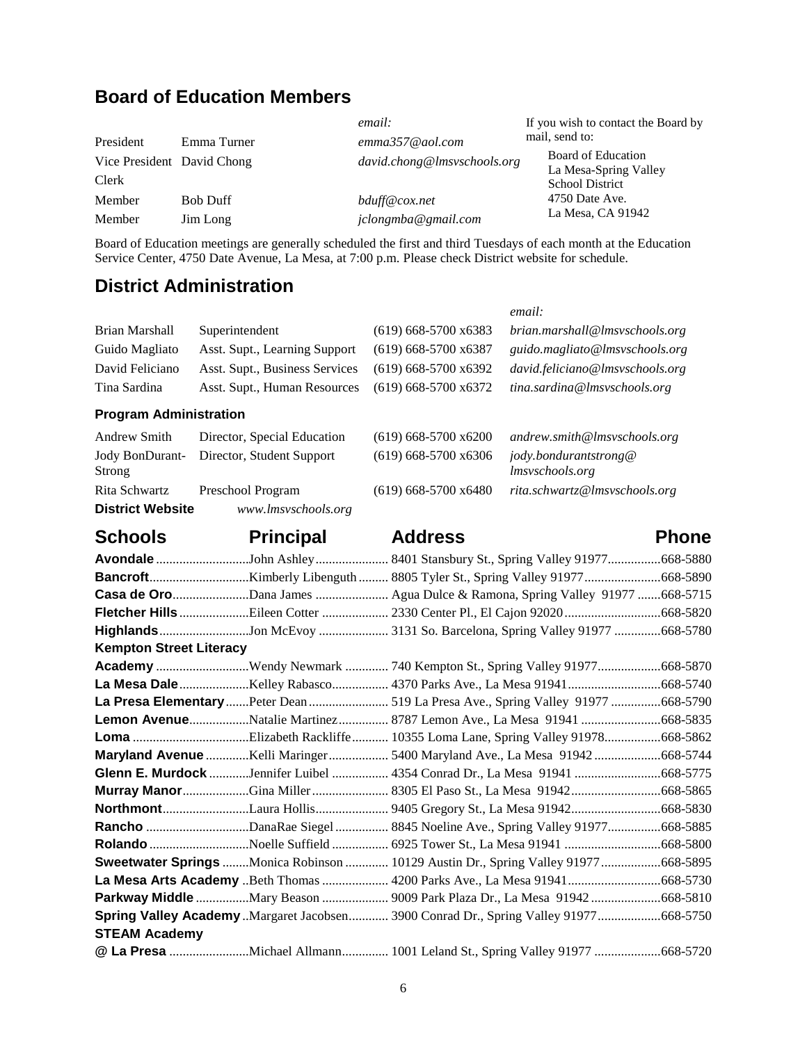## Board of Education Members

| | | email: |
|---|---|---|
| President | Emma Turner | emma357@aol.com |
| Vice President | David Chong | david.chong@lmsvschools.org |
| Clerk | | |
| Member | Bob Duff | bduff@cox.net |
| Member | Jim Long | jclongmba@gmail.com |

If you wish to contact the Board by mail, send to:

Board of Education
La Mesa-Spring Valley School District
4750 Date Ave.
La Mesa, CA 91942

Board of Education meetings are generally scheduled the first and third Tuesdays of each month at the Education Service Center, 4750 Date Avenue, La Mesa, at 7:00 p.m. Please check District website for schedule.

## District Administration

| | | | email: |
|---|---|---|---|
| Brian Marshall | Superintendent | (619) 668-5700 x6383 | brian.marshall@lmsvschools.org |
| Guido Magliato | Asst. Supt., Learning Support | (619) 668-5700 x6387 | guido.magliato@lmsvschools.org |
| David Feliciano | Asst. Supt., Business Services | (619) 668-5700 x6392 | david.feliciano@lmsvschools.org |
| Tina Sardina | Asst. Supt., Human Resources | (619) 668-5700 x6372 | tina.sardina@lmsvschools.org |

### Program Administration

| | | | |
|---|---|---|---|
| Andrew Smith | Director, Special Education | (619) 668-5700 x6200 | andrew.smith@lmsvschools.org |
| Jody BonDurant-Strong | Director, Student Support | (619) 668-5700 x6306 | jody.bondurantstrong@lmsvschools.org |
| Rita Schwartz | Preschool Program | (619) 668-5700 x6480 | rita.schwartz@lmsvschools.org |

**District Website** *www.lmsvschools.org*

| Schools | Principal | Address | Phone |
|---|---|---|---|
| **Avondale** | John Ashley | 8401 Stansbury St., Spring Valley 91977 | 668-5880 |
| **Bancroft** | Kimberly Libenguth | 8805 Tyler St., Spring Valley 91977 | 668-5890 |
| **Casa de Oro** | Dana James | Agua Dulce & Ramona, Spring Valley 91977 | 668-5715 |
| **Fletcher Hills** | Eileen Cotter | 2330 Center Pl., El Cajon 92020 | 668-5820 |
| **Highlands** | Jon McEvoy | 3131 So. Barcelona, Spring Valley 91977 | 668-5780 |
| **Kempton Street Literacy Academy** | Wendy Newmark | 740 Kempton St., Spring Valley 91977 | 668-5870 |
| **La Mesa Dale** | Kelley Rabasco | 4370 Parks Ave., La Mesa 91941 | 668-5740 |
| **La Presa Elementary** | Peter Dean | 519 La Presa Ave., Spring Valley 91977 | 668-5790 |
| **Lemon Avenue** | Natalie Martinez | 8787 Lemon Ave., La Mesa 91941 | 668-5835 |
| **Loma** | Elizabeth Rackliffe | 10355 Loma Lane, Spring Valley 91978 | 668-5862 |
| **Maryland Avenue** | Kelli Maringer | 5400 Maryland Ave., La Mesa 91942 | 668-5744 |
| **Glenn E. Murdock** | Jennifer Luibel | 4354 Conrad Dr., La Mesa 91941 | 668-5775 |
| **Murray Manor** | Gina Miller | 8305 El Paso St., La Mesa 91942 | 668-5865 |
| **Northmont** | Laura Hollis | 9405 Gregory St., La Mesa 91942 | 668-5830 |
| **Rancho** | DanaRae Siegel | 8845 Noeline Ave., Spring Valley 91977 | 668-5885 |
| **Rolando** | Noelle Suffield | 6925 Tower St., La Mesa 91941 | 668-5800 |
| **Sweetwater Springs** | Monica Robinson | 10129 Austin Dr., Spring Valley 91977 | 668-5895 |
| **La Mesa Arts Academy** | Beth Thomas | 4200 Parks Ave., La Mesa 91941 | 668-5730 |
| **Parkway Middle** | Mary Beason | 9009 Park Plaza Dr., La Mesa 91942 | 668-5810 |
| **Spring Valley Academy** | Margaret Jacobsen | 3900 Conrad Dr., Spring Valley 91977 | 668-5750 |
| **STEAM Academy @ La Presa** | Michael Allmann | 1001 Leland St., Spring Valley 91977 | 668-5720 |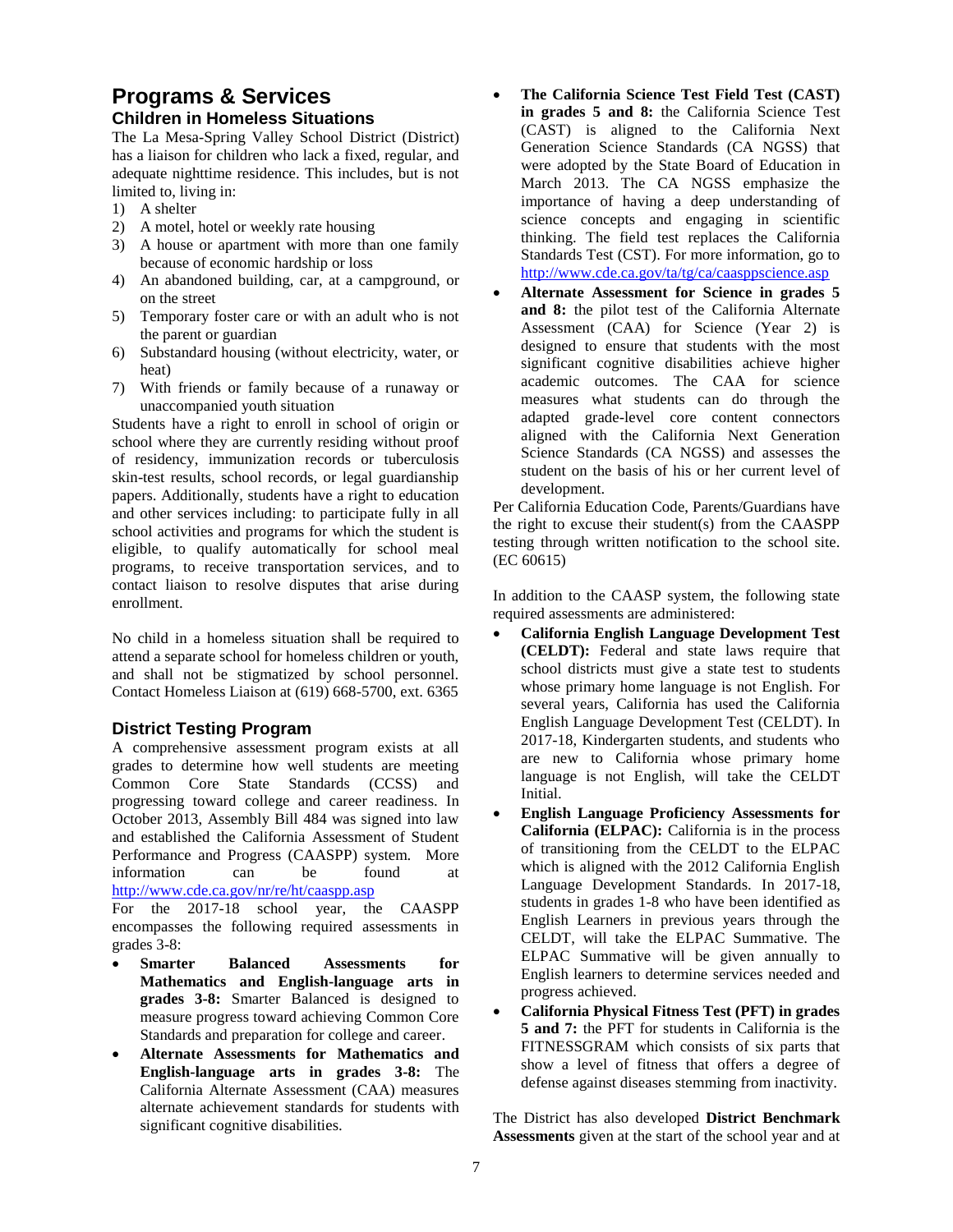# Programs & Services

## Children in Homeless Situations

The La Mesa-Spring Valley School District (District) has a liaison for children who lack a fixed, regular, and adequate nighttime residence. This includes, but is not limited to, living in:

1) A shelter
2) A motel, hotel or weekly rate housing
3) A house or apartment with more than one family because of economic hardship or loss
4) An abandoned building, car, at a campground, or on the street
5) Temporary foster care or with an adult who is not the parent or guardian
6) Substandard housing (without electricity, water, or heat)
7) With friends or family because of a runaway or unaccompanied youth situation

Students have a right to enroll in school of origin or school where they are currently residing without proof of residency, immunization records or tuberculosis skin-test results, school records, or legal guardianship papers. Additionally, students have a right to education and other services including: to participate fully in all school activities and programs for which the student is eligible, to qualify automatically for school meal programs, to receive transportation services, and to contact liaison to resolve disputes that arise during enrollment.

No child in a homeless situation shall be required to attend a separate school for homeless children or youth, and shall not be stigmatized by school personnel. Contact Homeless Liaison at (619) 668-5700, ext. 6365

## District Testing Program

A comprehensive assessment program exists at all grades to determine how well students are meeting Common Core State Standards (CCSS) and progressing toward college and career readiness. In October 2013, Assembly Bill 484 was signed into law and established the California Assessment of Student Performance and Progress (CAASPP) system. More information can be found at http://www.cde.ca.gov/nr/re/ht/caaspp.asp

For the 2017-18 school year, the CAASPP encompasses the following required assessments in grades 3-8:

- **Smarter Balanced Assessments for Mathematics and English-language arts in grades 3-8:** Smarter Balanced is designed to measure progress toward achieving Common Core Standards and preparation for college and career.
- **Alternate Assessments for Mathematics and English-language arts in grades 3-8:** The California Alternate Assessment (CAA) measures alternate achievement standards for students with significant cognitive disabilities.
- **The California Science Test Field Test (CAST) in grades 5 and 8:** the California Science Test (CAST) is aligned to the California Next Generation Science Standards (CA NGSS) that were adopted by the State Board of Education in March 2013. The CA NGSS emphasize the importance of having a deep understanding of science concepts and engaging in scientific thinking. The field test replaces the California Standards Test (CST). For more information, go to http://www.cde.ca.gov/ta/tg/ca/caasppscience.asp
- **Alternate Assessment for Science in grades 5 and 8:** the pilot test of the California Alternate Assessment (CAA) for Science (Year 2) is designed to ensure that students with the most significant cognitive disabilities achieve higher academic outcomes. The CAA for science measures what students can do through the adapted grade-level core content connectors aligned with the California Next Generation Science Standards (CA NGSS) and assesses the student on the basis of his or her current level of development.

Per California Education Code, Parents/Guardians have the right to excuse their student(s) from the CAASPP testing through written notification to the school site. (EC 60615)

In addition to the CAASP system, the following state required assessments are administered:

- **California English Language Development Test (CELDT):** Federal and state laws require that school districts must give a state test to students whose primary home language is not English. For several years, California has used the California English Language Development Test (CELDT). In 2017-18, Kindergarten students, and students who are new to California whose primary home language is not English, will take the CELDT Initial.
- **English Language Proficiency Assessments for California (ELPAC):** California is in the process of transitioning from the CELDT to the ELPAC which is aligned with the 2012 California English Language Development Standards. In 2017-18, students in grades 1-8 who have been identified as English Learners in previous years through the CELDT, will take the ELPAC Summative. The ELPAC Summative will be given annually to English learners to determine services needed and progress achieved.
- **California Physical Fitness Test (PFT) in grades 5 and 7:** the PFT for students in California is the FITNESSGRAM which consists of six parts that show a level of fitness that offers a degree of defense against diseases stemming from inactivity.

The District has also developed **District Benchmark Assessments** given at the start of the school year and at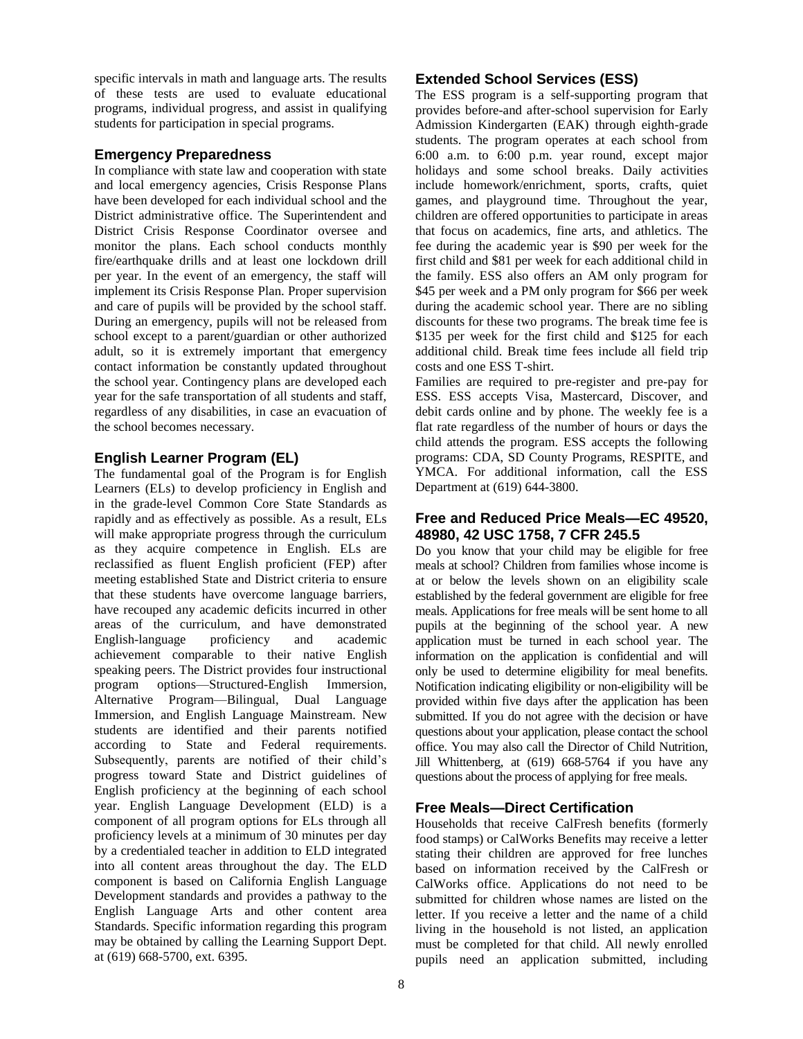specific intervals in math and language arts. The results of these tests are used to evaluate educational programs, individual progress, and assist in qualifying students for participation in special programs.

### Emergency Preparedness

In compliance with state law and cooperation with state and local emergency agencies, Crisis Response Plans have been developed for each individual school and the District administrative office. The Superintendent and District Crisis Response Coordinator oversee and monitor the plans. Each school conducts monthly fire/earthquake drills and at least one lockdown drill per year. In the event of an emergency, the staff will implement its Crisis Response Plan. Proper supervision and care of pupils will be provided by the school staff. During an emergency, pupils will not be released from school except to a parent/guardian or other authorized adult, so it is extremely important that emergency contact information be constantly updated throughout the school year. Contingency plans are developed each year for the safe transportation of all students and staff, regardless of any disabilities, in case an evacuation of the school becomes necessary.

### English Learner Program (EL)

The fundamental goal of the Program is for English Learners (ELs) to develop proficiency in English and in the grade-level Common Core State Standards as rapidly and as effectively as possible. As a result, ELs will make appropriate progress through the curriculum as they acquire competence in English. ELs are reclassified as fluent English proficient (FEP) after meeting established State and District criteria to ensure that these students have overcome language barriers, have recouped any academic deficits incurred in other areas of the curriculum, and have demonstrated English-language proficiency and academic achievement comparable to their native English speaking peers. The District provides four instructional program options—Structured-English Immersion, Alternative Program—Bilingual, Dual Language Immersion, and English Language Mainstream. New students are identified and their parents notified according to State and Federal requirements. Subsequently, parents are notified of their child's progress toward State and District guidelines of English proficiency at the beginning of each school year. English Language Development (ELD) is a component of all program options for ELs through all proficiency levels at a minimum of 30 minutes per day by a credentialed teacher in addition to ELD integrated into all content areas throughout the day. The ELD component is based on California English Language Development standards and provides a pathway to the English Language Arts and other content area Standards. Specific information regarding this program may be obtained by calling the Learning Support Dept. at (619) 668-5700, ext. 6395.

### Extended School Services (ESS)

The ESS program is a self-supporting program that provides before-and after-school supervision for Early Admission Kindergarten (EAK) through eighth-grade students. The program operates at each school from 6:00 a.m. to 6:00 p.m. year round, except major holidays and some school breaks. Daily activities include homework/enrichment, sports, crafts, quiet games, and playground time. Throughout the year, children are offered opportunities to participate in areas that focus on academics, fine arts, and athletics. The fee during the academic year is $90 per week for the first child and $81 per week for each additional child in the family. ESS also offers an AM only program for $45 per week and a PM only program for $66 per week during the academic school year. There are no sibling discounts for these two programs. The break time fee is $135 per week for the first child and $125 for each additional child. Break time fees include all field trip costs and one ESS T-shirt.

Families are required to pre-register and pre-pay for ESS. ESS accepts Visa, Mastercard, Discover, and debit cards online and by phone. The weekly fee is a flat rate regardless of the number of hours or days the child attends the program. ESS accepts the following programs: CDA, SD County Programs, RESPITE, and YMCA. For additional information, call the ESS Department at (619) 644-3800.

### Free and Reduced Price Meals—EC 49520, 48980, 42 USC 1758, 7 CFR 245.5

Do you know that your child may be eligible for free meals at school? Children from families whose income is at or below the levels shown on an eligibility scale established by the federal government are eligible for free meals. Applications for free meals will be sent home to all pupils at the beginning of the school year. A new application must be turned in each school year. The information on the application is confidential and will only be used to determine eligibility for meal benefits. Notification indicating eligibility or non-eligibility will be provided within five days after the application has been submitted. If you do not agree with the decision or have questions about your application, please contact the school office. You may also call the Director of Child Nutrition, Jill Whittenberg, at (619) 668-5764 if you have any questions about the process of applying for free meals.

### Free Meals—Direct Certification

Households that receive CalFresh benefits (formerly food stamps) or CalWorks Benefits may receive a letter stating their children are approved for free lunches based on information received by the CalFresh or CalWorks office. Applications do not need to be submitted for children whose names are listed on the letter. If you receive a letter and the name of a child living in the household is not listed, an application must be completed for that child. All newly enrolled pupils need an application submitted, including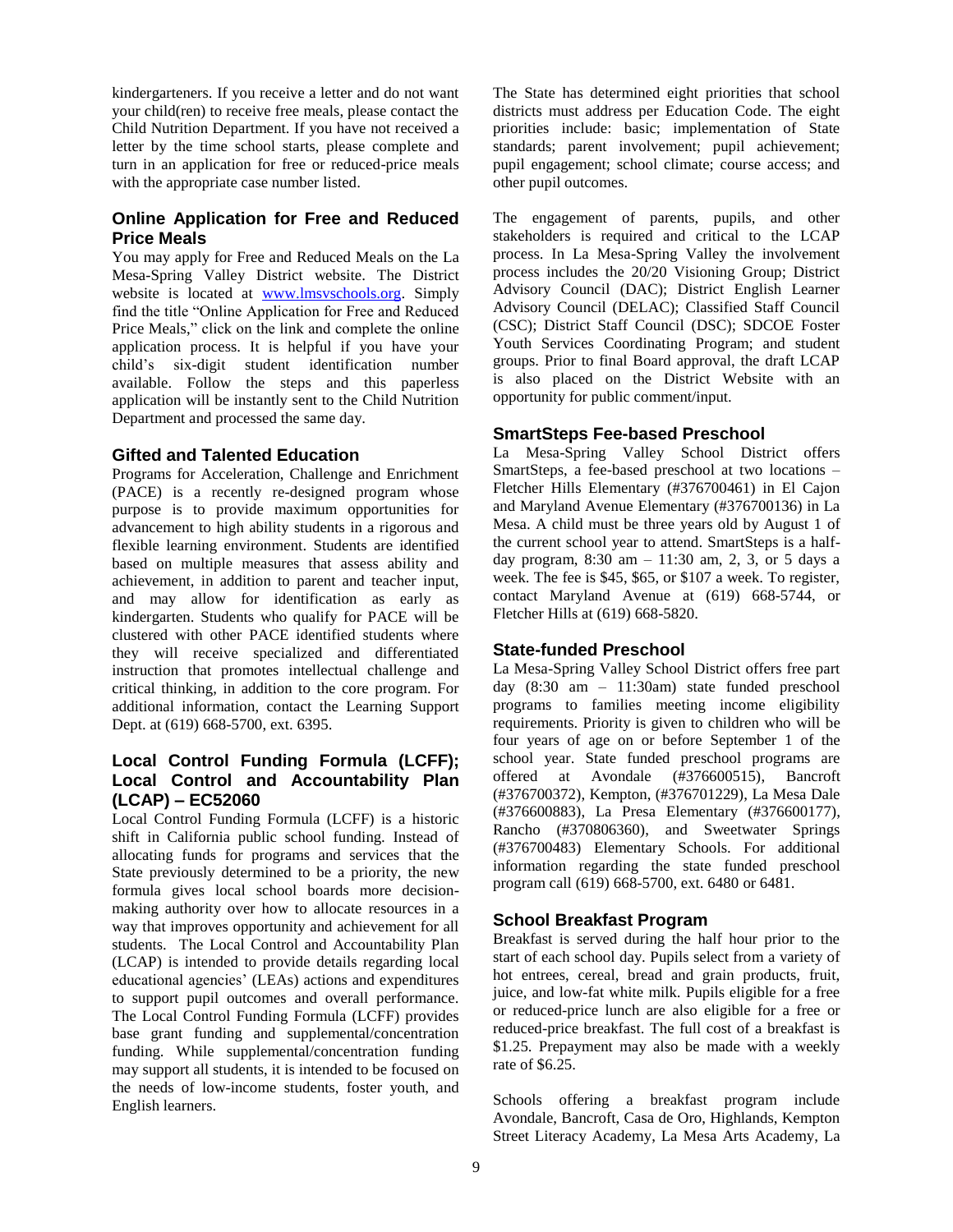kindergarteners. If you receive a letter and do not want your child(ren) to receive free meals, please contact the Child Nutrition Department. If you have not received a letter by the time school starts, please complete and turn in an application for free or reduced-price meals with the appropriate case number listed.

### Online Application for Free and Reduced Price Meals

You may apply for Free and Reduced Meals on the La Mesa-Spring Valley District website. The District website is located at www.lmsvschools.org. Simply find the title "Online Application for Free and Reduced Price Meals," click on the link and complete the online application process. It is helpful if you have your child's six-digit student identification number available. Follow the steps and this paperless application will be instantly sent to the Child Nutrition Department and processed the same day.

### Gifted and Talented Education

Programs for Acceleration, Challenge and Enrichment (PACE) is a recently re-designed program whose purpose is to provide maximum opportunities for advancement to high ability students in a rigorous and flexible learning environment. Students are identified based on multiple measures that assess ability and achievement, in addition to parent and teacher input, and may allow for identification as early as kindergarten. Students who qualify for PACE will be clustered with other PACE identified students where they will receive specialized and differentiated instruction that promotes intellectual challenge and critical thinking, in addition to the core program. For additional information, contact the Learning Support Dept. at (619) 668-5700, ext. 6395.

### Local Control Funding Formula (LCFF); Local Control and Accountability Plan (LCAP) – EC52060

Local Control Funding Formula (LCFF) is a historic shift in California public school funding. Instead of allocating funds for programs and services that the State previously determined to be a priority, the new formula gives local school boards more decision-making authority over how to allocate resources in a way that improves opportunity and achievement for all students. The Local Control and Accountability Plan (LCAP) is intended to provide details regarding local educational agencies' (LEAs) actions and expenditures to support pupil outcomes and overall performance. The Local Control Funding Formula (LCFF) provides base grant funding and supplemental/concentration funding. While supplemental/concentration funding may support all students, it is intended to be focused on the needs of low-income students, foster youth, and English learners.

The State has determined eight priorities that school districts must address per Education Code. The eight priorities include: basic; implementation of State standards; parent involvement; pupil achievement; pupil engagement; school climate; course access; and other pupil outcomes.

The engagement of parents, pupils, and other stakeholders is required and critical to the LCAP process. In La Mesa-Spring Valley the involvement process includes the 20/20 Visioning Group; District Advisory Council (DAC); District English Learner Advisory Council (DELAC); Classified Staff Council (CSC); District Staff Council (DSC); SDCOE Foster Youth Services Coordinating Program; and student groups. Prior to final Board approval, the draft LCAP is also placed on the District Website with an opportunity for public comment/input.

### SmartSteps Fee-based Preschool

La Mesa-Spring Valley School District offers SmartSteps, a fee-based preschool at two locations – Fletcher Hills Elementary (#376700461) in El Cajon and Maryland Avenue Elementary (#376700136) in La Mesa. A child must be three years old by August 1 of the current school year to attend. SmartSteps is a half-day program, 8:30 am – 11:30 am, 2, 3, or 5 days a week. The fee is $45, $65, or $107 a week. To register, contact Maryland Avenue at (619) 668-5744, or Fletcher Hills at (619) 668-5820.

### State-funded Preschool

La Mesa-Spring Valley School District offers free part day (8:30 am – 11:30am) state funded preschool programs to families meeting income eligibility requirements. Priority is given to children who will be four years of age on or before September 1 of the school year. State funded preschool programs are offered at Avondale (#376600515), Bancroft (#376700372), Kempton, (#376701229), La Mesa Dale (#376600883), La Presa Elementary (#376600177), Rancho (#370806360), and Sweetwater Springs (#376700483) Elementary Schools. For additional information regarding the state funded preschool program call (619) 668-5700, ext. 6480 or 6481.

### School Breakfast Program

Breakfast is served during the half hour prior to the start of each school day. Pupils select from a variety of hot entrees, cereal, bread and grain products, fruit, juice, and low-fat white milk. Pupils eligible for a free or reduced-price lunch are also eligible for a free or reduced-price breakfast. The full cost of a breakfast is $1.25. Prepayment may also be made with a weekly rate of $6.25.

Schools offering a breakfast program include Avondale, Bancroft, Casa de Oro, Highlands, Kempton Street Literacy Academy, La Mesa Arts Academy, La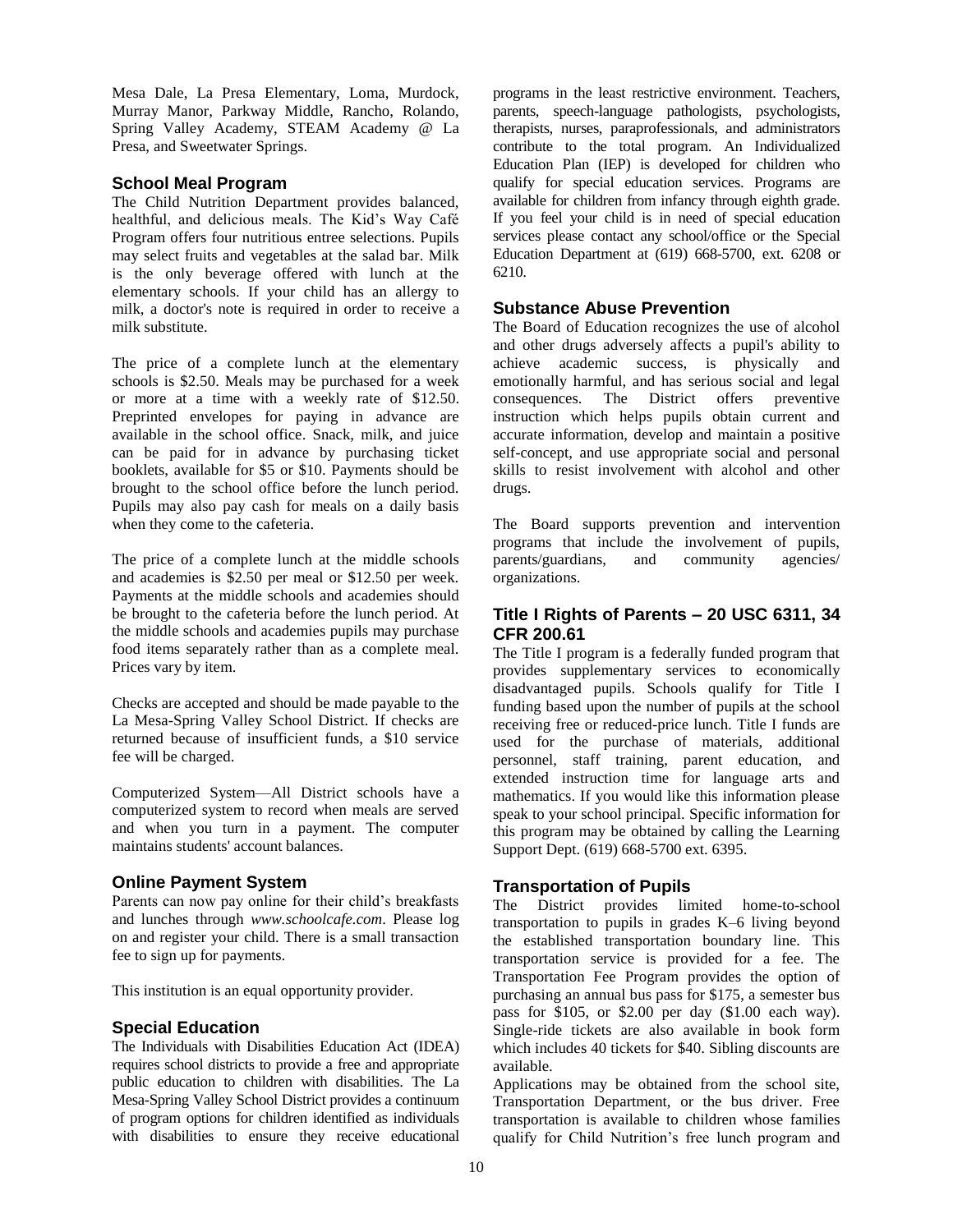Mesa Dale, La Presa Elementary, Loma, Murdock, Murray Manor, Parkway Middle, Rancho, Rolando, Spring Valley Academy, STEAM Academy @ La Presa, and Sweetwater Springs.

### School Meal Program

The Child Nutrition Department provides balanced, healthful, and delicious meals. The Kid's Way Café Program offers four nutritious entree selections. Pupils may select fruits and vegetables at the salad bar. Milk is the only beverage offered with lunch at the elementary schools. If your child has an allergy to milk, a doctor's note is required in order to receive a milk substitute.

The price of a complete lunch at the elementary schools is $2.50. Meals may be purchased for a week or more at a time with a weekly rate of $12.50. Preprinted envelopes for paying in advance are available in the school office. Snack, milk, and juice can be paid for in advance by purchasing ticket booklets, available for $5 or $10. Payments should be brought to the school office before the lunch period. Pupils may also pay cash for meals on a daily basis when they come to the cafeteria.

The price of a complete lunch at the middle schools and academies is $2.50 per meal or $12.50 per week. Payments at the middle schools and academies should be brought to the cafeteria before the lunch period. At the middle schools and academies pupils may purchase food items separately rather than as a complete meal. Prices vary by item.

Checks are accepted and should be made payable to the La Mesa-Spring Valley School District. If checks are returned because of insufficient funds, a $10 service fee will be charged.

Computerized System—All District schools have a computerized system to record when meals are served and when you turn in a payment. The computer maintains students' account balances.

### Online Payment System

Parents can now pay online for their child's breakfasts and lunches through *www.schoolcafe.com*. Please log on and register your child. There is a small transaction fee to sign up for payments.

This institution is an equal opportunity provider.

### Special Education

The Individuals with Disabilities Education Act (IDEA) requires school districts to provide a free and appropriate public education to children with disabilities. The La Mesa-Spring Valley School District provides a continuum of program options for children identified as individuals with disabilities to ensure they receive educational programs in the least restrictive environment. Teachers, parents, speech-language pathologists, psychologists, therapists, nurses, paraprofessionals, and administrators contribute to the total program. An Individualized Education Plan (IEP) is developed for children who qualify for special education services. Programs are available for children from infancy through eighth grade. If you feel your child is in need of special education services please contact any school/office or the Special Education Department at (619) 668-5700, ext. 6208 or 6210.

### Substance Abuse Prevention

The Board of Education recognizes the use of alcohol and other drugs adversely affects a pupil's ability to achieve academic success, is physically and emotionally harmful, and has serious social and legal consequences. The District offers preventive instruction which helps pupils obtain current and accurate information, develop and maintain a positive self-concept, and use appropriate social and personal skills to resist involvement with alcohol and other drugs.

The Board supports prevention and intervention programs that include the involvement of pupils, parents/guardians, and community agencies/ organizations.

### Title I Rights of Parents – 20 USC 6311, 34 CFR 200.61

The Title I program is a federally funded program that provides supplementary services to economically disadvantaged pupils. Schools qualify for Title I funding based upon the number of pupils at the school receiving free or reduced-price lunch. Title I funds are used for the purchase of materials, additional personnel, staff training, parent education, and extended instruction time for language arts and mathematics. If you would like this information please speak to your school principal. Specific information for this program may be obtained by calling the Learning Support Dept. (619) 668-5700 ext. 6395.

### Transportation of Pupils

The District provides limited home-to-school transportation to pupils in grades K–6 living beyond the established transportation boundary line. This transportation service is provided for a fee. The Transportation Fee Program provides the option of purchasing an annual bus pass for $175, a semester bus pass for $105, or $2.00 per day ($1.00 each way). Single-ride tickets are also available in book form which includes 40 tickets for $40. Sibling discounts are available.

Applications may be obtained from the school site, Transportation Department, or the bus driver. Free transportation is available to children whose families qualify for Child Nutrition's free lunch program and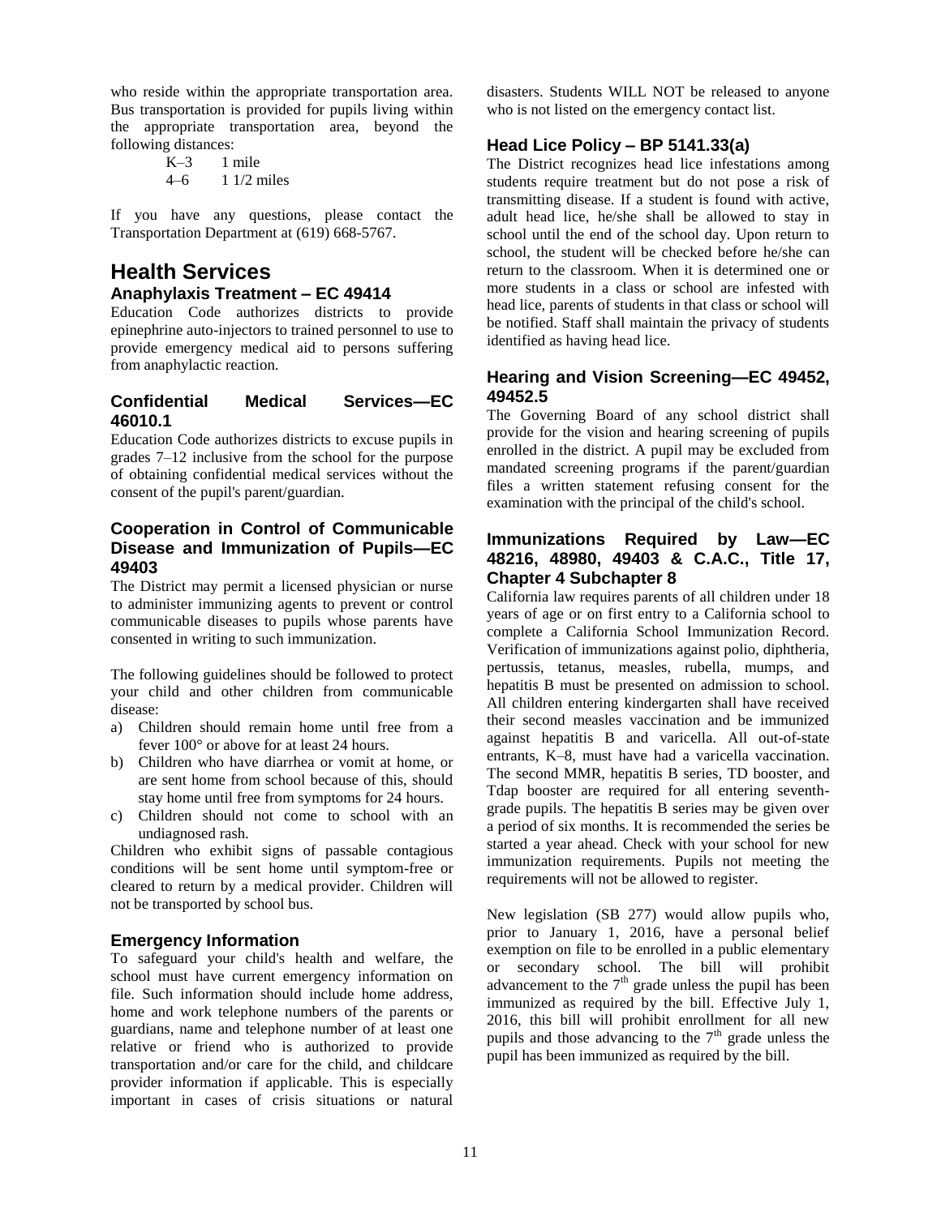who reside within the appropriate transportation area. Bus transportation is provided for pupils living within the appropriate transportation area, beyond the following distances:

| | |
|---|---|
| K–3 | 1 mile |
| 4–6 | 1 1/2 miles |

If you have any questions, please contact the Transportation Department at (619) 668-5767.

# Health Services

### Anaphylaxis Treatment – EC 49414

Education Code authorizes districts to provide epinephrine auto-injectors to trained personnel to use to provide emergency medical aid to persons suffering from anaphylactic reaction.

### Confidential Medical Services—EC 46010.1

Education Code authorizes districts to excuse pupils in grades 7–12 inclusive from the school for the purpose of obtaining confidential medical services without the consent of the pupil's parent/guardian.

### Cooperation in Control of Communicable Disease and Immunization of Pupils—EC 49403

The District may permit a licensed physician or nurse to administer immunizing agents to prevent or control communicable diseases to pupils whose parents have consented in writing to such immunization.

The following guidelines should be followed to protect your child and other children from communicable disease:

a) Children should remain home until free from a fever 100° or above for at least 24 hours.
b) Children who have diarrhea or vomit at home, or are sent home from school because of this, should stay home until free from symptoms for 24 hours.
c) Children should not come to school with an undiagnosed rash.

Children who exhibit signs of passable contagious conditions will be sent home until symptom-free or cleared to return by a medical provider. Children will not be transported by school bus.

### Emergency Information

To safeguard your child's health and welfare, the school must have current emergency information on file. Such information should include home address, home and work telephone numbers of the parents or guardians, name and telephone number of at least one relative or friend who is authorized to provide transportation and/or care for the child, and childcare provider information if applicable. This is especially important in cases of crisis situations or natural disasters. Students WILL NOT be released to anyone who is not listed on the emergency contact list.

### Head Lice Policy – BP 5141.33(a)

The District recognizes head lice infestations among students require treatment but do not pose a risk of transmitting disease. If a student is found with active, adult head lice, he/she shall be allowed to stay in school until the end of the school day. Upon return to school, the student will be checked before he/she can return to the classroom. When it is determined one or more students in a class or school are infested with head lice, parents of students in that class or school will be notified. Staff shall maintain the privacy of students identified as having head lice.

### Hearing and Vision Screening—EC 49452, 49452.5

The Governing Board of any school district shall provide for the vision and hearing screening of pupils enrolled in the district. A pupil may be excluded from mandated screening programs if the parent/guardian files a written statement refusing consent for the examination with the principal of the child's school.

### Immunizations Required by Law—EC 48216, 48980, 49403 & C.A.C., Title 17, Chapter 4 Subchapter 8

California law requires parents of all children under 18 years of age or on first entry to a California school to complete a California School Immunization Record. Verification of immunizations against polio, diphtheria, pertussis, tetanus, measles, rubella, mumps, and hepatitis B must be presented on admission to school. All children entering kindergarten shall have received their second measles vaccination and be immunized against hepatitis B and varicella. All out-of-state entrants, K–8, must have had a varicella vaccination. The second MMR, hepatitis B series, TD booster, and Tdap booster are required for all entering seventh-grade pupils. The hepatitis B series may be given over a period of six months. It is recommended the series be started a year ahead. Check with your school for new immunization requirements. Pupils not meeting the requirements will not be allowed to register.

New legislation (SB 277) would allow pupils who, prior to January 1, 2016, have a personal belief exemption on file to be enrolled in a public elementary or secondary school. The bill will prohibit advancement to the 7th grade unless the pupil has been immunized as required by the bill. Effective July 1, 2016, this bill will prohibit enrollment for all new pupils and those advancing to the 7th grade unless the pupil has been immunized as required by the bill.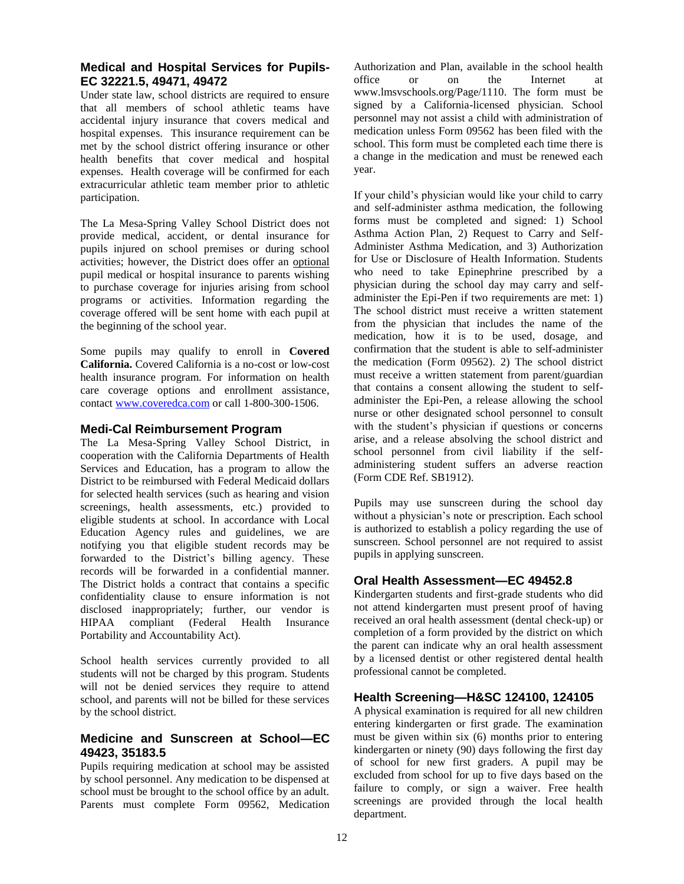## Medical and Hospital Services for Pupils- EC 32221.5, 49471, 49472

Under state law, school districts are required to ensure that all members of school athletic teams have accidental injury insurance that covers medical and hospital expenses. This insurance requirement can be met by the school district offering insurance or other health benefits that cover medical and hospital expenses. Health coverage will be confirmed for each extracurricular athletic team member prior to athletic participation.

The La Mesa-Spring Valley School District does not provide medical, accident, or dental insurance for pupils injured on school premises or during school activities; however, the District does offer an optional pupil medical or hospital insurance to parents wishing to purchase coverage for injuries arising from school programs or activities. Information regarding the coverage offered will be sent home with each pupil at the beginning of the school year.

Some pupils may qualify to enroll in **Covered California.** Covered California is a no-cost or low-cost health insurance program. For information on health care coverage options and enrollment assistance, contact www.coveredca.com or call 1-800-300-1506.

## Medi-Cal Reimbursement Program

The La Mesa-Spring Valley School District, in cooperation with the California Departments of Health Services and Education, has a program to allow the District to be reimbursed with Federal Medicaid dollars for selected health services (such as hearing and vision screenings, health assessments, etc.) provided to eligible students at school. In accordance with Local Education Agency rules and guidelines, we are notifying you that eligible student records may be forwarded to the District's billing agency. These records will be forwarded in a confidential manner. The District holds a contract that contains a specific confidentiality clause to ensure information is not disclosed inappropriately; further, our vendor is HIPAA compliant (Federal Health Insurance Portability and Accountability Act).

School health services currently provided to all students will not be charged by this program. Students will not be denied services they require to attend school, and parents will not be billed for these services by the school district.

## Medicine and Sunscreen at School—EC 49423, 35183.5

Pupils requiring medication at school may be assisted by school personnel. Any medication to be dispensed at school must be brought to the school office by an adult. Parents must complete Form 09562, Medication Authorization and Plan, available in the school health office or on the Internet at www.lmsvschools.org/Page/1110. The form must be signed by a California-licensed physician. School personnel may not assist a child with administration of medication unless Form 09562 has been filed with the school. This form must be completed each time there is a change in the medication and must be renewed each year.

If your child's physician would like your child to carry and self-administer asthma medication, the following forms must be completed and signed: 1) School Asthma Action Plan, 2) Request to Carry and Self-Administer Asthma Medication, and 3) Authorization for Use or Disclosure of Health Information. Students who need to take Epinephrine prescribed by a physician during the school day may carry and self-administer the Epi-Pen if two requirements are met: 1) The school district must receive a written statement from the physician that includes the name of the medication, how it is to be used, dosage, and confirmation that the student is able to self-administer the medication (Form 09562). 2) The school district must receive a written statement from parent/guardian that contains a consent allowing the student to self-administer the Epi-Pen, a release allowing the school nurse or other designated school personnel to consult with the student's physician if questions or concerns arise, and a release absolving the school district and school personnel from civil liability if the self-administering student suffers an adverse reaction (Form CDE Ref. SB1912).

Pupils may use sunscreen during the school day without a physician's note or prescription. Each school is authorized to establish a policy regarding the use of sunscreen. School personnel are not required to assist pupils in applying sunscreen.

## Oral Health Assessment—EC 49452.8

Kindergarten students and first-grade students who did not attend kindergarten must present proof of having received an oral health assessment (dental check-up) or completion of a form provided by the district on which the parent can indicate why an oral health assessment by a licensed dentist or other registered dental health professional cannot be completed.

## Health Screening—H&SC 124100, 124105

A physical examination is required for all new children entering kindergarten or first grade. The examination must be given within six (6) months prior to entering kindergarten or ninety (90) days following the first day of school for new first graders. A pupil may be excluded from school for up to five days based on the failure to comply, or sign a waiver. Free health screenings are provided through the local health department.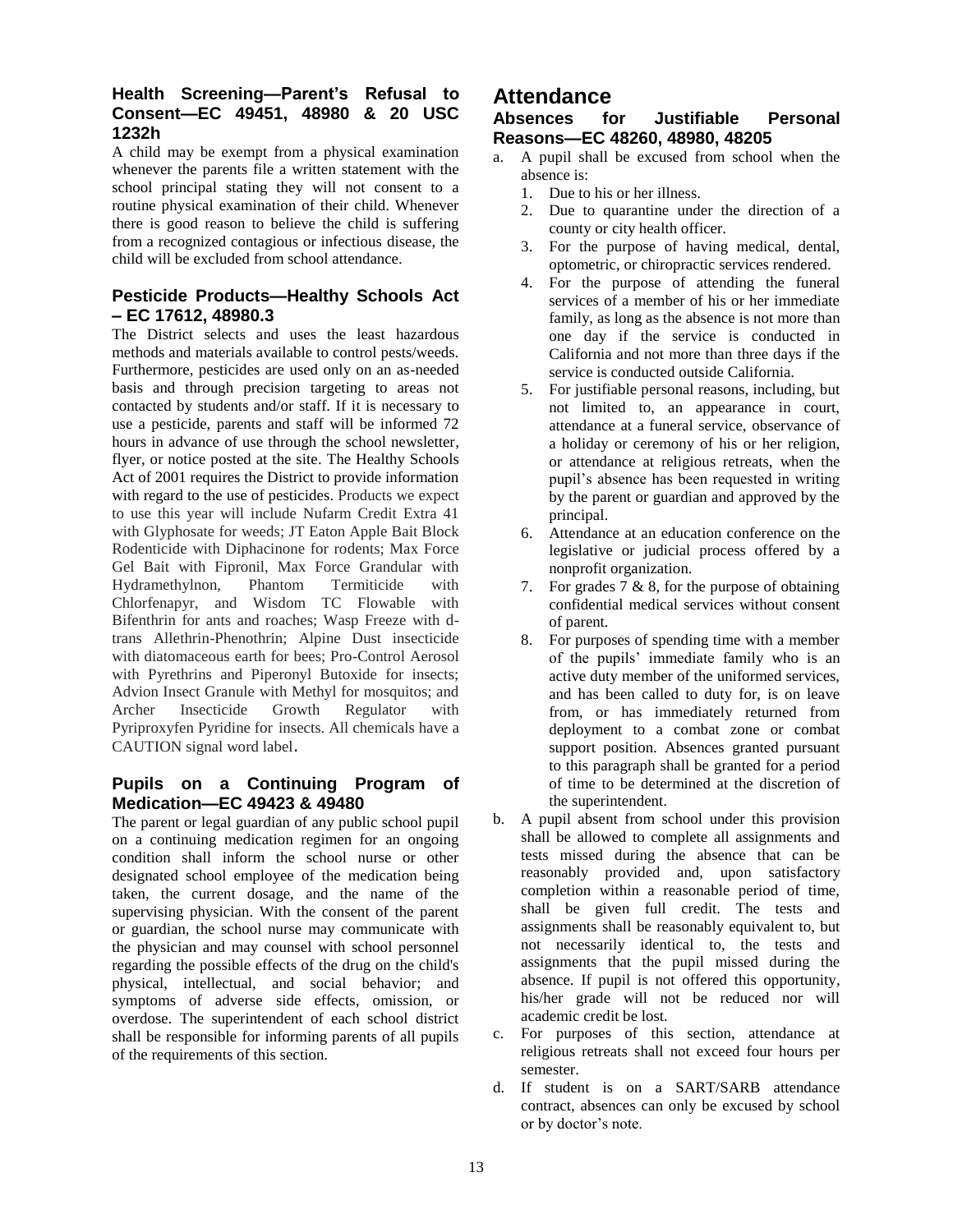### Health Screening—Parent's Refusal to Consent—EC 49451, 48980 & 20 USC 1232h

A child may be exempt from a physical examination whenever the parents file a written statement with the school principal stating they will not consent to a routine physical examination of their child. Whenever there is good reason to believe the child is suffering from a recognized contagious or infectious disease, the child will be excluded from school attendance.

### Pesticide Products—Healthy Schools Act – EC 17612, 48980.3

The District selects and uses the least hazardous methods and materials available to control pests/weeds. Furthermore, pesticides are used only on an as-needed basis and through precision targeting to areas not contacted by students and/or staff. If it is necessary to use a pesticide, parents and staff will be informed 72 hours in advance of use through the school newsletter, flyer, or notice posted at the site. The Healthy Schools Act of 2001 requires the District to provide information with regard to the use of pesticides. Products we expect to use this year will include Nufarm Credit Extra 41 with Glyphosate for weeds; JT Eaton Apple Bait Block Rodenticide with Diphacinone for rodents; Max Force Gel Bait with Fipronil, Max Force Grandular with Hydramethylnon, Phantom Termiticide with Chlorfenapyr, and Wisdom TC Flowable with Bifenthrin for ants and roaches; Wasp Freeze with d-trans Allethrin-Phenothrin; Alpine Dust insecticide with diatomaceous earth for bees; Pro-Control Aerosol with Pyrethrins and Piperonyl Butoxide for insects; Advion Insect Granule with Methyl for mosquitos; and Archer Insecticide Growth Regulator with Pyriproxyfen Pyridine for insects. All chemicals have a CAUTION signal word label.

### Pupils on a Continuing Program of Medication—EC 49423 & 49480

The parent or legal guardian of any public school pupil on a continuing medication regimen for an ongoing condition shall inform the school nurse or other designated school employee of the medication being taken, the current dosage, and the name of the supervising physician. With the consent of the parent or guardian, the school nurse may communicate with the physician and may counsel with school personnel regarding the possible effects of the drug on the child's physical, intellectual, and social behavior; and symptoms of adverse side effects, omission, or overdose. The superintendent of each school district shall be responsible for informing parents of all pupils of the requirements of this section.

## Attendance

### Absences for Justifiable Personal Reasons—EC 48260, 48980, 48205

a. A pupil shall be excused from school when the absence is:
   1. Due to his or her illness.
   2. Due to quarantine under the direction of a county or city health officer.
   3. For the purpose of having medical, dental, optometric, or chiropractic services rendered.
   4. For the purpose of attending the funeral services of a member of his or her immediate family, as long as the absence is not more than one day if the service is conducted in California and not more than three days if the service is conducted outside California.
   5. For justifiable personal reasons, including, but not limited to, an appearance in court, attendance at a funeral service, observance of a holiday or ceremony of his or her religion, or attendance at religious retreats, when the pupil's absence has been requested in writing by the parent or guardian and approved by the principal.
   6. Attendance at an education conference on the legislative or judicial process offered by a nonprofit organization.
   7. For grades 7 & 8, for the purpose of obtaining confidential medical services without consent of parent.
   8. For purposes of spending time with a member of the pupils' immediate family who is an active duty member of the uniformed services, and has been called to duty for, is on leave from, or has immediately returned from deployment to a combat zone or combat support position. Absences granted pursuant to this paragraph shall be granted for a period of time to be determined at the discretion of the superintendent.

b. A pupil absent from school under this provision shall be allowed to complete all assignments and tests missed during the absence that can be reasonably provided and, upon satisfactory completion within a reasonable period of time, shall be given full credit. The tests and assignments shall be reasonably equivalent to, but not necessarily identical to, the tests and assignments that the pupil missed during the absence. If pupil is not offered this opportunity, his/her grade will not be reduced nor will academic credit be lost.

c. For purposes of this section, attendance at religious retreats shall not exceed four hours per semester.

d. If student is on a SART/SARB attendance contract, absences can only be excused by school or by doctor's note.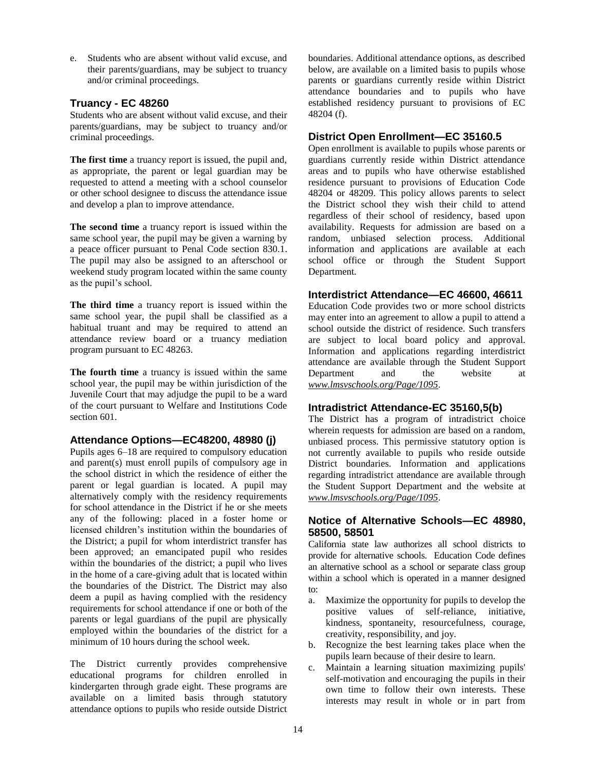e. Students who are absent without valid excuse, and their parents/guardians, may be subject to truancy and/or criminal proceedings.

### Truancy - EC 48260

Students who are absent without valid excuse, and their parents/guardians, may be subject to truancy and/or criminal proceedings.

**The first time** a truancy report is issued, the pupil and, as appropriate, the parent or legal guardian may be requested to attend a meeting with a school counselor or other school designee to discuss the attendance issue and develop a plan to improve attendance.

**The second time** a truancy report is issued within the same school year, the pupil may be given a warning by a peace officer pursuant to Penal Code section 830.1. The pupil may also be assigned to an afterschool or weekend study program located within the same county as the pupil's school.

**The third time** a truancy report is issued within the same school year, the pupil shall be classified as a habitual truant and may be required to attend an attendance review board or a truancy mediation program pursuant to EC 48263.

**The fourth time** a truancy is issued within the same school year, the pupil may be within jurisdiction of the Juvenile Court that may adjudge the pupil to be a ward of the court pursuant to Welfare and Institutions Code section 601.

### Attendance Options—EC48200, 48980 (j)

Pupils ages 6–18 are required to compulsory education and parent(s) must enroll pupils of compulsory age in the school district in which the residence of either the parent or legal guardian is located. A pupil may alternatively comply with the residency requirements for school attendance in the District if he or she meets any of the following: placed in a foster home or licensed children's institution within the boundaries of the District; a pupil for whom interdistrict transfer has been approved; an emancipated pupil who resides within the boundaries of the district; a pupil who lives in the home of a care-giving adult that is located within the boundaries of the District. The District may also deem a pupil as having complied with the residency requirements for school attendance if one or both of the parents or legal guardians of the pupil are physically employed within the boundaries of the district for a minimum of 10 hours during the school week.

The District currently provides comprehensive educational programs for children enrolled in kindergarten through grade eight. These programs are available on a limited basis through statutory attendance options to pupils who reside outside District boundaries. Additional attendance options, as described below, are available on a limited basis to pupils whose parents or guardians currently reside within District attendance boundaries and to pupils who have established residency pursuant to provisions of EC 48204 (f).

### District Open Enrollment—EC 35160.5

Open enrollment is available to pupils whose parents or guardians currently reside within District attendance areas and to pupils who have otherwise established residence pursuant to provisions of Education Code 48204 or 48209. This policy allows parents to select the District school they wish their child to attend regardless of their school of residency, based upon availability. Requests for admission are based on a random, unbiased selection process. Additional information and applications are available at each school office or through the Student Support Department.

### Interdistrict Attendance—EC 46600, 46611

Education Code provides two or more school districts may enter into an agreement to allow a pupil to attend a school outside the district of residence. Such transfers are subject to local board policy and approval. Information and applications regarding interdistrict attendance are available through the Student Support Department and the website at *www.lmsvschools.org/Page/1095*.

### Intradistrict Attendance-EC 35160,5(b)

The District has a program of intradistrict choice wherein requests for admission are based on a random, unbiased process. This permissive statutory option is not currently available to pupils who reside outside District boundaries. Information and applications regarding intradistrict attendance are available through the Student Support Department and the website at *www.lmsvschools.org/Page/1095*.

### Notice of Alternative Schools—EC 48980, 58500, 58501

California state law authorizes all school districts to provide for alternative schools. Education Code defines an alternative school as a school or separate class group within a school which is operated in a manner designed to:

a. Maximize the opportunity for pupils to develop the positive values of self-reliance, initiative, kindness, spontaneity, resourcefulness, courage, creativity, responsibility, and joy.
b. Recognize the best learning takes place when the pupils learn because of their desire to learn.
c. Maintain a learning situation maximizing pupils' self-motivation and encouraging the pupils in their own time to follow their own interests. These interests may result in whole or in part from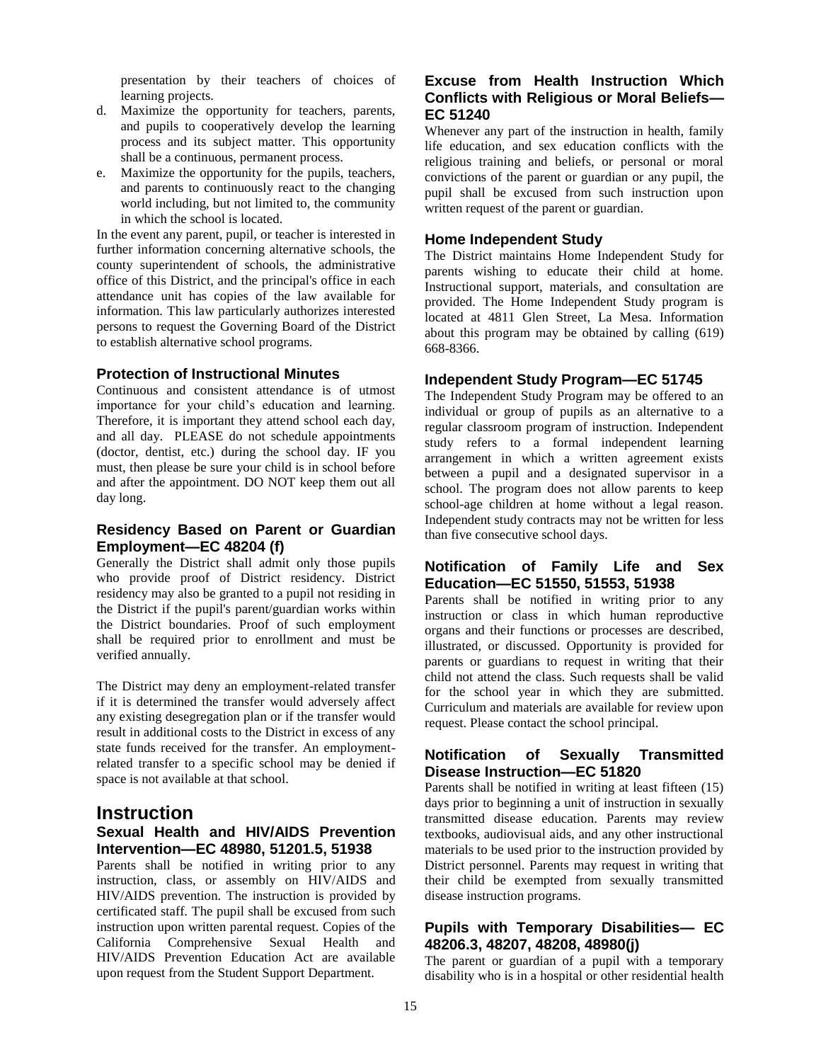presentation by their teachers of choices of learning projects.

d. Maximize the opportunity for teachers, parents, and pupils to cooperatively develop the learning process and its subject matter. This opportunity shall be a continuous, permanent process.
e. Maximize the opportunity for the pupils, teachers, and parents to continuously react to the changing world including, but not limited to, the community in which the school is located.

In the event any parent, pupil, or teacher is interested in further information concerning alternative schools, the county superintendent of schools, the administrative office of this District, and the principal's office in each attendance unit has copies of the law available for information. This law particularly authorizes interested persons to request the Governing Board of the District to establish alternative school programs.

### Protection of Instructional Minutes

Continuous and consistent attendance is of utmost importance for your child's education and learning. Therefore, it is important they attend school each day, and all day. PLEASE do not schedule appointments (doctor, dentist, etc.) during the school day. IF you must, then please be sure your child is in school before and after the appointment. DO NOT keep them out all day long.

### Residency Based on Parent or Guardian Employment—EC 48204 (f)

Generally the District shall admit only those pupils who provide proof of District residency. District residency may also be granted to a pupil not residing in the District if the pupil's parent/guardian works within the District boundaries. Proof of such employment shall be required prior to enrollment and must be verified annually.

The District may deny an employment-related transfer if it is determined the transfer would adversely affect any existing desegregation plan or if the transfer would result in additional costs to the District in excess of any state funds received for the transfer. An employment-related transfer to a specific school may be denied if space is not available at that school.

## Instruction

### Sexual Health and HIV/AIDS Prevention Intervention—EC 48980, 51201.5, 51938

Parents shall be notified in writing prior to any instruction, class, or assembly on HIV/AIDS and HIV/AIDS prevention. The instruction is provided by certificated staff. The pupil shall be excused from such instruction upon written parental request. Copies of the California Comprehensive Sexual Health and HIV/AIDS Prevention Education Act are available upon request from the Student Support Department.

### Excuse from Health Instruction Which Conflicts with Religious or Moral Beliefs—EC 51240

Whenever any part of the instruction in health, family life education, and sex education conflicts with the religious training and beliefs, or personal or moral convictions of the parent or guardian or any pupil, the pupil shall be excused from such instruction upon written request of the parent or guardian.

### Home Independent Study

The District maintains Home Independent Study for parents wishing to educate their child at home. Instructional support, materials, and consultation are provided. The Home Independent Study program is located at 4811 Glen Street, La Mesa. Information about this program may be obtained by calling (619) 668-8366.

### Independent Study Program—EC 51745

The Independent Study Program may be offered to an individual or group of pupils as an alternative to a regular classroom program of instruction. Independent study refers to a formal independent learning arrangement in which a written agreement exists between a pupil and a designated supervisor in a school. The program does not allow parents to keep school-age children at home without a legal reason. Independent study contracts may not be written for less than five consecutive school days.

### Notification of Family Life and Sex Education—EC 51550, 51553, 51938

Parents shall be notified in writing prior to any instruction or class in which human reproductive organs and their functions or processes are described, illustrated, or discussed. Opportunity is provided for parents or guardians to request in writing that their child not attend the class. Such requests shall be valid for the school year in which they are submitted. Curriculum and materials are available for review upon request. Please contact the school principal.

### Notification of Sexually Transmitted Disease Instruction—EC 51820

Parents shall be notified in writing at least fifteen (15) days prior to beginning a unit of instruction in sexually transmitted disease education. Parents may review textbooks, audiovisual aids, and any other instructional materials to be used prior to the instruction provided by District personnel. Parents may request in writing that their child be exempted from sexually transmitted disease instruction programs.

### Pupils with Temporary Disabilities— EC 48206.3, 48207, 48208, 48980(j)

The parent or guardian of a pupil with a temporary disability who is in a hospital or other residential health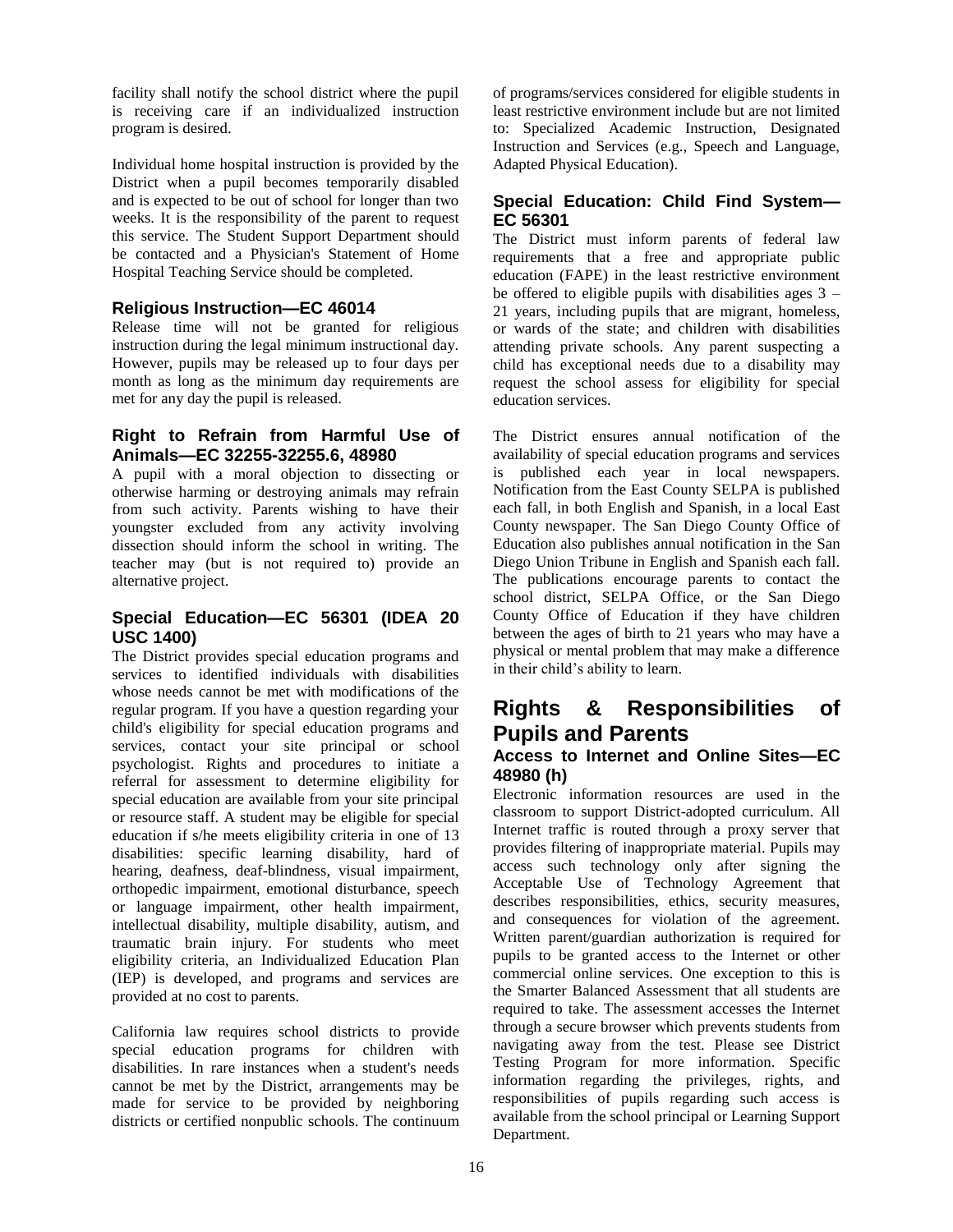facility shall notify the school district where the pupil is receiving care if an individualized instruction program is desired.

Individual home hospital instruction is provided by the District when a pupil becomes temporarily disabled and is expected to be out of school for longer than two weeks. It is the responsibility of the parent to request this service. The Student Support Department should be contacted and a Physician's Statement of Home Hospital Teaching Service should be completed.

### Religious Instruction—EC 46014

Release time will not be granted for religious instruction during the legal minimum instructional day. However, pupils may be released up to four days per month as long as the minimum day requirements are met for any day the pupil is released.

### Right to Refrain from Harmful Use of Animals—EC 32255-32255.6, 48980

A pupil with a moral objection to dissecting or otherwise harming or destroying animals may refrain from such activity. Parents wishing to have their youngster excluded from any activity involving dissection should inform the school in writing. The teacher may (but is not required to) provide an alternative project.

### Special Education—EC 56301 (IDEA 20 USC 1400)

The District provides special education programs and services to identified individuals with disabilities whose needs cannot be met with modifications of the regular program. If you have a question regarding your child's eligibility for special education programs and services, contact your site principal or school psychologist. Rights and procedures to initiate a referral for assessment to determine eligibility for special education are available from your site principal or resource staff. A student may be eligible for special education if s/he meets eligibility criteria in one of 13 disabilities: specific learning disability, hard of hearing, deafness, deaf-blindness, visual impairment, orthopedic impairment, emotional disturbance, speech or language impairment, other health impairment, intellectual disability, multiple disability, autism, and traumatic brain injury. For students who meet eligibility criteria, an Individualized Education Plan (IEP) is developed, and programs and services are provided at no cost to parents.

California law requires school districts to provide special education programs for children with disabilities. In rare instances when a student's needs cannot be met by the District, arrangements may be made for service to be provided by neighboring districts or certified nonpublic schools. The continuum of programs/services considered for eligible students in least restrictive environment include but are not limited to: Specialized Academic Instruction, Designated Instruction and Services (e.g., Speech and Language, Adapted Physical Education).

### Special Education: Child Find System—EC 56301

The District must inform parents of federal law requirements that a free and appropriate public education (FAPE) in the least restrictive environment be offered to eligible pupils with disabilities ages 3 – 21 years, including pupils that are migrant, homeless, or wards of the state; and children with disabilities attending private schools. Any parent suspecting a child has exceptional needs due to a disability may request the school assess for eligibility for special education services.

The District ensures annual notification of the availability of special education programs and services is published each year in local newspapers. Notification from the East County SELPA is published each fall, in both English and Spanish, in a local East County newspaper. The San Diego County Office of Education also publishes annual notification in the San Diego Union Tribune in English and Spanish each fall. The publications encourage parents to contact the school district, SELPA Office, or the San Diego County Office of Education if they have children between the ages of birth to 21 years who may have a physical or mental problem that may make a difference in their child's ability to learn.

## Rights & Responsibilities of Pupils and Parents

### Access to Internet and Online Sites—EC 48980 (h)

Electronic information resources are used in the classroom to support District-adopted curriculum. All Internet traffic is routed through a proxy server that provides filtering of inappropriate material. Pupils may access such technology only after signing the Acceptable Use of Technology Agreement that describes responsibilities, ethics, security measures, and consequences for violation of the agreement. Written parent/guardian authorization is required for pupils to be granted access to the Internet or other commercial online services. One exception to this is the Smarter Balanced Assessment that all students are required to take. The assessment accesses the Internet through a secure browser which prevents students from navigating away from the test. Please see District Testing Program for more information. Specific information regarding the privileges, rights, and responsibilities of pupils regarding such access is available from the school principal or Learning Support Department.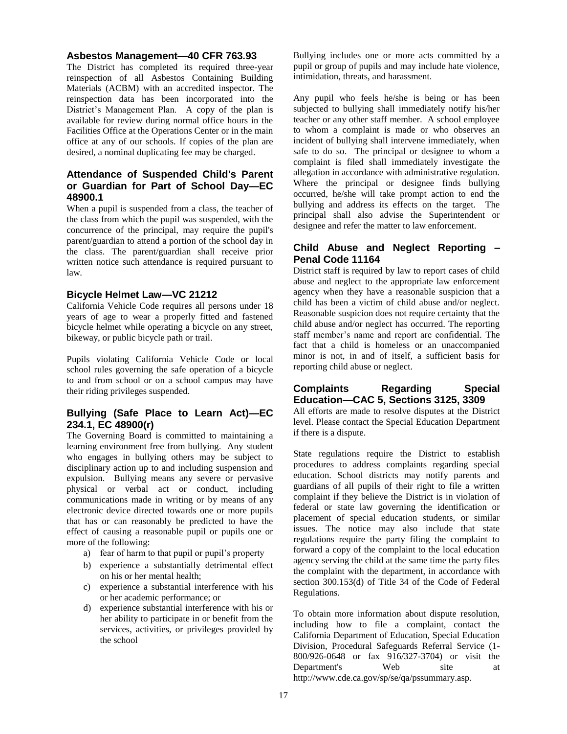## Asbestos Management—40 CFR 763.93

The District has completed its required three-year reinspection of all Asbestos Containing Building Materials (ACBM) with an accredited inspector. The reinspection data has been incorporated into the District's Management Plan. A copy of the plan is available for review during normal office hours in the Facilities Office at the Operations Center or in the main office at any of our schools. If copies of the plan are desired, a nominal duplicating fee may be charged.

## Attendance of Suspended Child's Parent or Guardian for Part of School Day—EC 48900.1

When a pupil is suspended from a class, the teacher of the class from which the pupil was suspended, with the concurrence of the principal, may require the pupil's parent/guardian to attend a portion of the school day in the class. The parent/guardian shall receive prior written notice such attendance is required pursuant to law.

## Bicycle Helmet Law—VC 21212

California Vehicle Code requires all persons under 18 years of age to wear a properly fitted and fastened bicycle helmet while operating a bicycle on any street, bikeway, or public bicycle path or trail.

Pupils violating California Vehicle Code or local school rules governing the safe operation of a bicycle to and from school or on a school campus may have their riding privileges suspended.

## Bullying (Safe Place to Learn Act)—EC 234.1, EC 48900(r)

The Governing Board is committed to maintaining a learning environment free from bullying. Any student who engages in bullying others may be subject to disciplinary action up to and including suspension and expulsion. Bullying means any severe or pervasive physical or verbal act or conduct, including communications made in writing or by means of any electronic device directed towards one or more pupils that has or can reasonably be predicted to have the effect of causing a reasonable pupil or pupils one or more of the following:

a) fear of harm to that pupil or pupil's property
b) experience a substantially detrimental effect on his or her mental health;
c) experience a substantial interference with his or her academic performance; or
d) experience substantial interference with his or her ability to participate in or benefit from the services, activities, or privileges provided by the school

Bullying includes one or more acts committed by a pupil or group of pupils and may include hate violence, intimidation, threats, and harassment.

Any pupil who feels he/she is being or has been subjected to bullying shall immediately notify his/her teacher or any other staff member. A school employee to whom a complaint is made or who observes an incident of bullying shall intervene immediately, when safe to do so. The principal or designee to whom a complaint is filed shall immediately investigate the allegation in accordance with administrative regulation. Where the principal or designee finds bullying occurred, he/she will take prompt action to end the bullying and address its effects on the target. The principal shall also advise the Superintendent or designee and refer the matter to law enforcement.

## Child Abuse and Neglect Reporting – Penal Code 11164

District staff is required by law to report cases of child abuse and neglect to the appropriate law enforcement agency when they have a reasonable suspicion that a child has been a victim of child abuse and/or neglect. Reasonable suspicion does not require certainty that the child abuse and/or neglect has occurred. The reporting staff member's name and report are confidential. The fact that a child is homeless or an unaccompanied minor is not, in and of itself, a sufficient basis for reporting child abuse or neglect.

## Complaints Regarding Special Education—CAC 5, Sections 3125, 3309

All efforts are made to resolve disputes at the District level. Please contact the Special Education Department if there is a dispute.

State regulations require the District to establish procedures to address complaints regarding special education. School districts may notify parents and guardians of all pupils of their right to file a written complaint if they believe the District is in violation of federal or state law governing the identification or placement of special education students, or similar issues. The notice may also include that state regulations require the party filing the complaint to forward a copy of the complaint to the local education agency serving the child at the same time the party files the complaint with the department, in accordance with section 300.153(d) of Title 34 of the Code of Federal Regulations.

To obtain more information about dispute resolution, including how to file a complaint, contact the California Department of Education, Special Education Division, Procedural Safeguards Referral Service (1-800/926-0648 or fax 916/327-3704) or visit the Department's Web site at http://www.cde.ca.gov/sp/se/qa/pssummary.asp.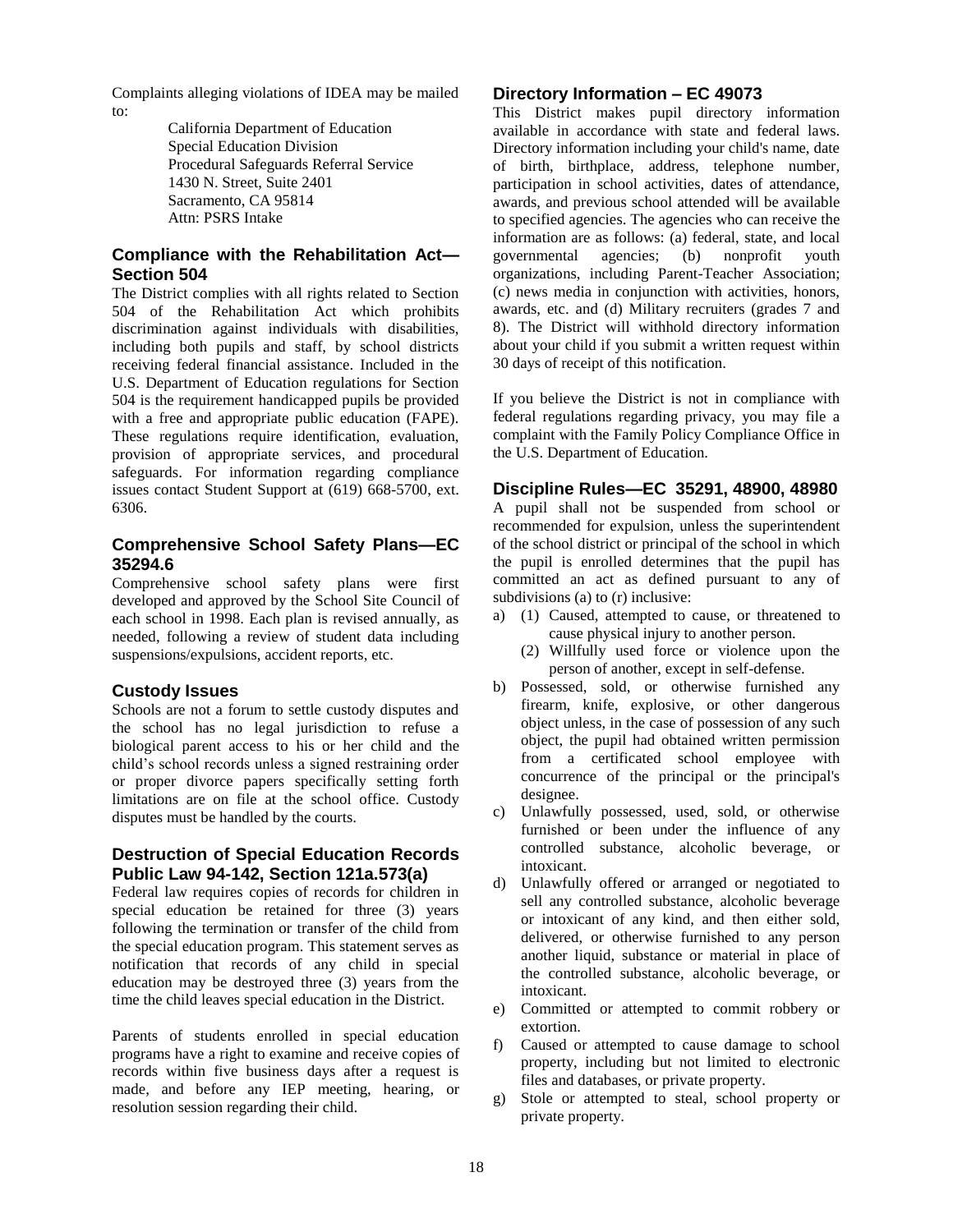Complaints alleging violations of IDEA may be mailed to:

California Department of Education
Special Education Division
Procedural Safeguards Referral Service
1430 N. Street, Suite 2401
Sacramento, CA 95814
Attn: PSRS Intake

## Compliance with the Rehabilitation Act—Section 504

The District complies with all rights related to Section 504 of the Rehabilitation Act which prohibits discrimination against individuals with disabilities, including both pupils and staff, by school districts receiving federal financial assistance. Included in the U.S. Department of Education regulations for Section 504 is the requirement handicapped pupils be provided with a free and appropriate public education (FAPE). These regulations require identification, evaluation, provision of appropriate services, and procedural safeguards. For information regarding compliance issues contact Student Support at (619) 668-5700, ext. 6306.

## Comprehensive School Safety Plans—EC 35294.6

Comprehensive school safety plans were first developed and approved by the School Site Council of each school in 1998. Each plan is revised annually, as needed, following a review of student data including suspensions/expulsions, accident reports, etc.

## Custody Issues

Schools are not a forum to settle custody disputes and the school has no legal jurisdiction to refuse a biological parent access to his or her child and the child's school records unless a signed restraining order or proper divorce papers specifically setting forth limitations are on file at the school office. Custody disputes must be handled by the courts.

## Destruction of Special Education Records Public Law 94-142, Section 121a.573(a)

Federal law requires copies of records for children in special education be retained for three (3) years following the termination or transfer of the child from the special education program. This statement serves as notification that records of any child in special education may be destroyed three (3) years from the time the child leaves special education in the District.

Parents of students enrolled in special education programs have a right to examine and receive copies of records within five business days after a request is made, and before any IEP meeting, hearing, or resolution session regarding their child.

## Directory Information – EC 49073

This District makes pupil directory information available in accordance with state and federal laws. Directory information including your child's name, date of birth, birthplace, address, telephone number, participation in school activities, dates of attendance, awards, and previous school attended will be available to specified agencies. The agencies who can receive the information are as follows: (a) federal, state, and local governmental agencies; (b) nonprofit youth organizations, including Parent-Teacher Association; (c) news media in conjunction with activities, honors, awards, etc. and (d) Military recruiters (grades 7 and 8). The District will withhold directory information about your child if you submit a written request within 30 days of receipt of this notification.

If you believe the District is not in compliance with federal regulations regarding privacy, you may file a complaint with the Family Policy Compliance Office in the U.S. Department of Education.

## Discipline Rules—EC 35291, 48900, 48980

A pupil shall not be suspended from school or recommended for expulsion, unless the superintendent of the school district or principal of the school in which the pupil is enrolled determines that the pupil has committed an act as defined pursuant to any of subdivisions (a) to (r) inclusive:

a) (1) Caused, attempted to cause, or threatened to cause physical injury to another person.
   (2) Willfully used force or violence upon the person of another, except in self-defense.
b) Possessed, sold, or otherwise furnished any firearm, knife, explosive, or other dangerous object unless, in the case of possession of any such object, the pupil had obtained written permission from a certificated school employee with concurrence of the principal or the principal's designee.
c) Unlawfully possessed, used, sold, or otherwise furnished or been under the influence of any controlled substance, alcoholic beverage, or intoxicant.
d) Unlawfully offered or arranged or negotiated to sell any controlled substance, alcoholic beverage or intoxicant of any kind, and then either sold, delivered, or otherwise furnished to any person another liquid, substance or material in place of the controlled substance, alcoholic beverage, or intoxicant.
e) Committed or attempted to commit robbery or extortion.
f) Caused or attempted to cause damage to school property, including but not limited to electronic files and databases, or private property.
g) Stole or attempted to steal, school property or private property.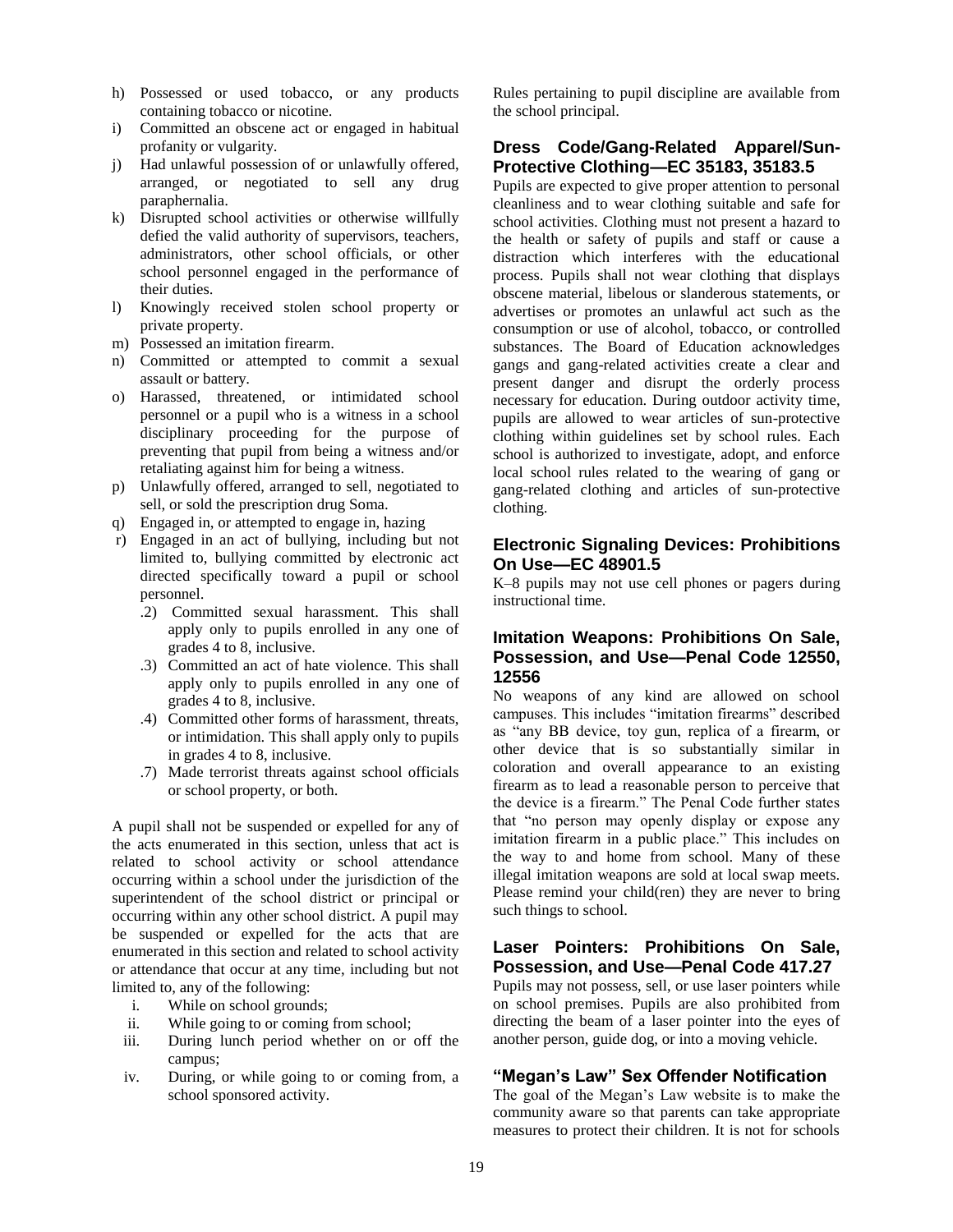h) Possessed or used tobacco, or any products containing tobacco or nicotine.
i) Committed an obscene act or engaged in habitual profanity or vulgarity.
j) Had unlawful possession of or unlawfully offered, arranged, or negotiated to sell any drug paraphernalia.
k) Disrupted school activities or otherwise willfully defied the valid authority of supervisors, teachers, administrators, other school officials, or other school personnel engaged in the performance of their duties.
l) Knowingly received stolen school property or private property.
m) Possessed an imitation firearm.
n) Committed or attempted to commit a sexual assault or battery.
o) Harassed, threatened, or intimidated school personnel or a pupil who is a witness in a school disciplinary proceeding for the purpose of preventing that pupil from being a witness and/or retaliating against him for being a witness.
p) Unlawfully offered, arranged to sell, negotiated to sell, or sold the prescription drug Soma.
q) Engaged in, or attempted to engage in, hazing
r) Engaged in an act of bullying, including but not limited to, bullying committed by electronic act directed specifically toward a pupil or school personnel.
   .2) Committed sexual harassment. This shall apply only to pupils enrolled in any one of grades 4 to 8, inclusive.
   .3) Committed an act of hate violence. This shall apply only to pupils enrolled in any one of grades 4 to 8, inclusive.
   .4) Committed other forms of harassment, threats, or intimidation. This shall apply only to pupils in grades 4 to 8, inclusive.
   .7) Made terrorist threats against school officials or school property, or both.

A pupil shall not be suspended or expelled for any of the acts enumerated in this section, unless that act is related to school activity or school attendance occurring within a school under the jurisdiction of the superintendent of the school district or principal or occurring within any other school district. A pupil may be suspended or expelled for the acts that are enumerated in this section and related to school activity or attendance that occur at any time, including but not limited to, any of the following:

i. While on school grounds;
ii. While going to or coming from school;
iii. During lunch period whether on or off the campus;
iv. During, or while going to or coming from, a school sponsored activity.

Rules pertaining to pupil discipline are available from the school principal.

### Dress Code/Gang-Related Apparel/Sun-Protective Clothing—EC 35183, 35183.5

Pupils are expected to give proper attention to personal cleanliness and to wear clothing suitable and safe for school activities. Clothing must not present a hazard to the health or safety of pupils and staff or cause a distraction which interferes with the educational process. Pupils shall not wear clothing that displays obscene material, libelous or slanderous statements, or advertises or promotes an unlawful act such as the consumption or use of alcohol, tobacco, or controlled substances. The Board of Education acknowledges gangs and gang-related activities create a clear and present danger and disrupt the orderly process necessary for education. During outdoor activity time, pupils are allowed to wear articles of sun-protective clothing within guidelines set by school rules. Each school is authorized to investigate, adopt, and enforce local school rules related to the wearing of gang or gang-related clothing and articles of sun-protective clothing.

### Electronic Signaling Devices: Prohibitions On Use—EC 48901.5

K–8 pupils may not use cell phones or pagers during instructional time.

### Imitation Weapons: Prohibitions On Sale, Possession, and Use—Penal Code 12550, 12556

No weapons of any kind are allowed on school campuses. This includes "imitation firearms" described as "any BB device, toy gun, replica of a firearm, or other device that is so substantially similar in coloration and overall appearance to an existing firearm as to lead a reasonable person to perceive that the device is a firearm." The Penal Code further states that "no person may openly display or expose any imitation firearm in a public place." This includes on the way to and home from school. Many of these illegal imitation weapons are sold at local swap meets. Please remind your child(ren) they are never to bring such things to school.

### Laser Pointers: Prohibitions On Sale, Possession, and Use—Penal Code 417.27

Pupils may not possess, sell, or use laser pointers while on school premises. Pupils are also prohibited from directing the beam of a laser pointer into the eyes of another person, guide dog, or into a moving vehicle.

### "Megan's Law" Sex Offender Notification

The goal of the Megan's Law website is to make the community aware so that parents can take appropriate measures to protect their children. It is not for schools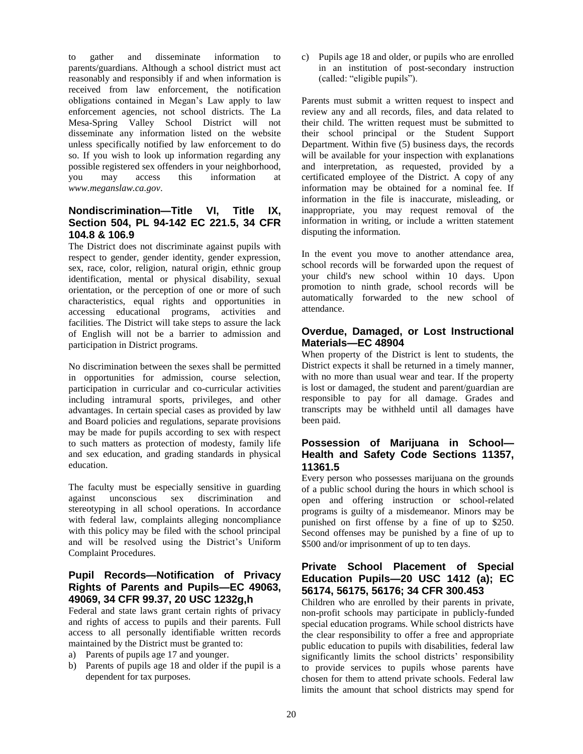to gather and disseminate information to parents/guardians. Although a school district must act reasonably and responsibly if and when information is received from law enforcement, the notification obligations contained in Megan's Law apply to law enforcement agencies, not school districts. The La Mesa-Spring Valley School District will not disseminate any information listed on the website unless specifically notified by law enforcement to do so. If you wish to look up information regarding any possible registered sex offenders in your neighborhood, you may access this information at *www.meganslaw.ca.gov*.

### Nondiscrimination—Title VI, Title IX, Section 504, PL 94-142 EC 221.5, 34 CFR 104.8 & 106.9

The District does not discriminate against pupils with respect to gender, gender identity, gender expression, sex, race, color, religion, natural origin, ethnic group identification, mental or physical disability, sexual orientation, or the perception of one or more of such characteristics, equal rights and opportunities in accessing educational programs, activities and facilities. The District will take steps to assure the lack of English will not be a barrier to admission and participation in District programs.

No discrimination between the sexes shall be permitted in opportunities for admission, course selection, participation in curricular and co-curricular activities including intramural sports, privileges, and other advantages. In certain special cases as provided by law and Board policies and regulations, separate provisions may be made for pupils according to sex with respect to such matters as protection of modesty, family life and sex education, and grading standards in physical education.

The faculty must be especially sensitive in guarding against unconscious sex discrimination and stereotyping in all school operations. In accordance with federal law, complaints alleging noncompliance with this policy may be filed with the school principal and will be resolved using the District's Uniform Complaint Procedures.

### Pupil Records—Notification of Privacy Rights of Parents and Pupils—EC 49063, 49069, 34 CFR 99.37, 20 USC 1232g,h

Federal and state laws grant certain rights of privacy and rights of access to pupils and their parents. Full access to all personally identifiable written records maintained by the District must be granted to:

a) Parents of pupils age 17 and younger.
b) Parents of pupils age 18 and older if the pupil is a dependent for tax purposes.
c) Pupils age 18 and older, or pupils who are enrolled in an institution of post-secondary instruction (called: "eligible pupils").

Parents must submit a written request to inspect and review any and all records, files, and data related to their child. The written request must be submitted to their school principal or the Student Support Department. Within five (5) business days, the records will be available for your inspection with explanations and interpretation, as requested, provided by a certificated employee of the District. A copy of any information may be obtained for a nominal fee. If information in the file is inaccurate, misleading, or inappropriate, you may request removal of the information in writing, or include a written statement disputing the information.

In the event you move to another attendance area, school records will be forwarded upon the request of your child's new school within 10 days. Upon promotion to ninth grade, school records will be automatically forwarded to the new school of attendance.

### Overdue, Damaged, or Lost Instructional Materials—EC 48904

When property of the District is lent to students, the District expects it shall be returned in a timely manner, with no more than usual wear and tear. If the property is lost or damaged, the student and parent/guardian are responsible to pay for all damage. Grades and transcripts may be withheld until all damages have been paid.

### Possession of Marijuana in School—Health and Safety Code Sections 11357, 11361.5

Every person who possesses marijuana on the grounds of a public school during the hours in which school is open and offering instruction or school-related programs is guilty of a misdemeanor. Minors may be punished on first offense by a fine of up to $250. Second offenses may be punished by a fine of up to $500 and/or imprisonment of up to ten days.

### Private School Placement of Special Education Pupils—20 USC 1412 (a); EC 56174, 56175, 56176; 34 CFR 300.453

Children who are enrolled by their parents in private, non-profit schools may participate in publicly-funded special education programs. While school districts have the clear responsibility to offer a free and appropriate public education to pupils with disabilities, federal law significantly limits the school districts' responsibility to provide services to pupils whose parents have chosen for them to attend private schools. Federal law limits the amount that school districts may spend for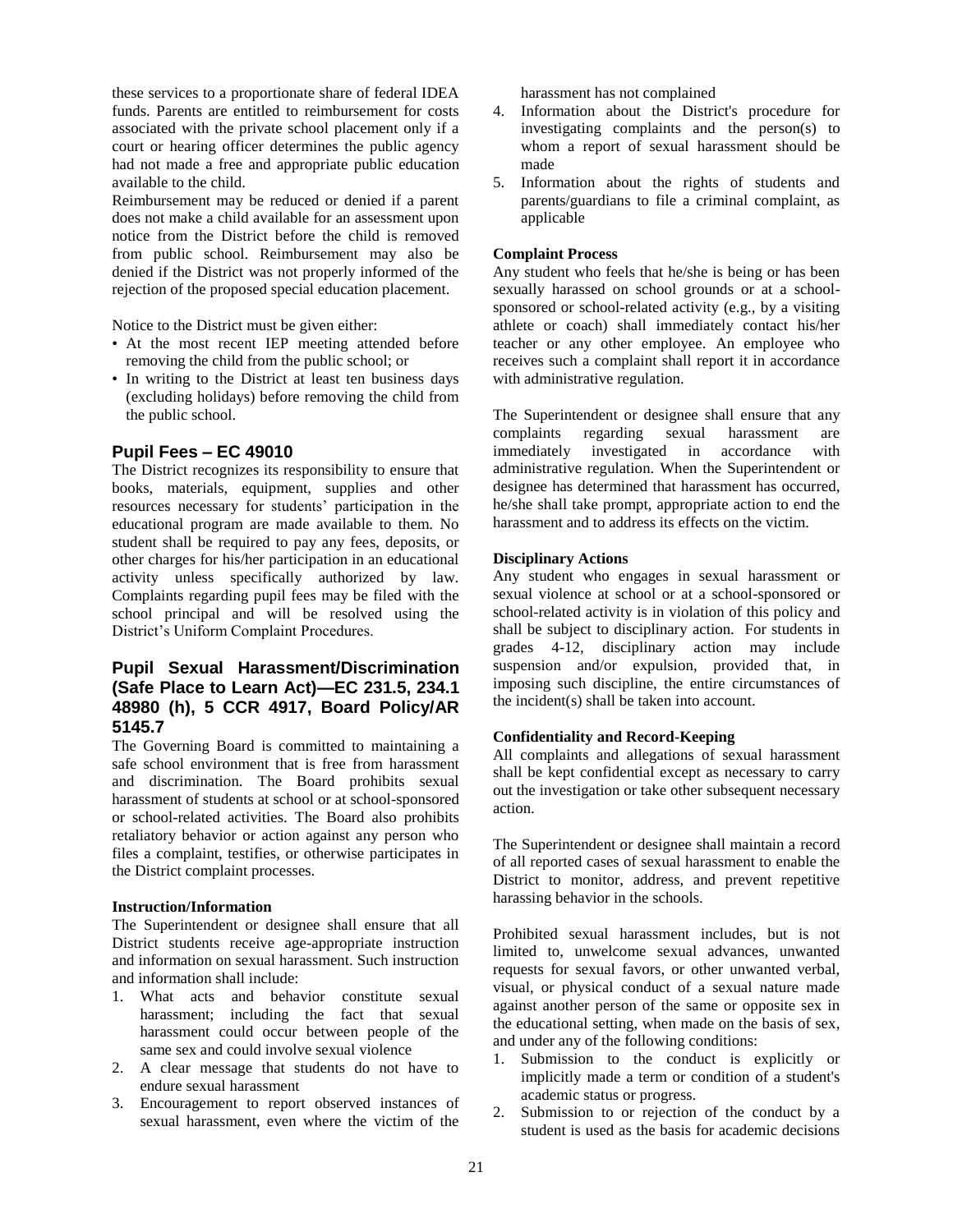these services to a proportionate share of federal IDEA funds. Parents are entitled to reimbursement for costs associated with the private school placement only if a court or hearing officer determines the public agency had not made a free and appropriate public education available to the child.

Reimbursement may be reduced or denied if a parent does not make a child available for an assessment upon notice from the District before the child is removed from public school. Reimbursement may also be denied if the District was not properly informed of the rejection of the proposed special education placement.

Notice to the District must be given either:

- At the most recent IEP meeting attended before removing the child from the public school; or
- In writing to the District at least ten business days (excluding holidays) before removing the child from the public school.

## Pupil Fees – EC 49010

The District recognizes its responsibility to ensure that books, materials, equipment, supplies and other resources necessary for students' participation in the educational program are made available to them. No student shall be required to pay any fees, deposits, or other charges for his/her participation in an educational activity unless specifically authorized by law. Complaints regarding pupil fees may be filed with the school principal and will be resolved using the District's Uniform Complaint Procedures.

## Pupil Sexual Harassment/Discrimination (Safe Place to Learn Act)—EC 231.5, 234.1 48980 (h), 5 CCR 4917, Board Policy/AR 5145.7

The Governing Board is committed to maintaining a safe school environment that is free from harassment and discrimination. The Board prohibits sexual harassment of students at school or at school-sponsored or school-related activities. The Board also prohibits retaliatory behavior or action against any person who files a complaint, testifies, or otherwise participates in the District complaint processes.

**Instruction/Information**

The Superintendent or designee shall ensure that all District students receive age-appropriate instruction and information on sexual harassment. Such instruction and information shall include:

1. What acts and behavior constitute sexual harassment; including the fact that sexual harassment could occur between people of the same sex and could involve sexual violence
2. A clear message that students do not have to endure sexual harassment
3. Encouragement to report observed instances of sexual harassment, even where the victim of the harassment has not complained
4. Information about the District's procedure for investigating complaints and the person(s) to whom a report of sexual harassment should be made
5. Information about the rights of students and parents/guardians to file a criminal complaint, as applicable

**Complaint Process**

Any student who feels that he/she is being or has been sexually harassed on school grounds or at a school-sponsored or school-related activity (e.g., by a visiting athlete or coach) shall immediately contact his/her teacher or any other employee. An employee who receives such a complaint shall report it in accordance with administrative regulation.

The Superintendent or designee shall ensure that any complaints regarding sexual harassment are immediately investigated in accordance with administrative regulation. When the Superintendent or designee has determined that harassment has occurred, he/she shall take prompt, appropriate action to end the harassment and to address its effects on the victim.

**Disciplinary Actions**

Any student who engages in sexual harassment or sexual violence at school or at a school-sponsored or school-related activity is in violation of this policy and shall be subject to disciplinary action. For students in grades 4-12, disciplinary action may include suspension and/or expulsion, provided that, in imposing such discipline, the entire circumstances of the incident(s) shall be taken into account.

**Confidentiality and Record-Keeping**

All complaints and allegations of sexual harassment shall be kept confidential except as necessary to carry out the investigation or take other subsequent necessary action.

The Superintendent or designee shall maintain a record of all reported cases of sexual harassment to enable the District to monitor, address, and prevent repetitive harassing behavior in the schools.

Prohibited sexual harassment includes, but is not limited to, unwelcome sexual advances, unwanted requests for sexual favors, or other unwanted verbal, visual, or physical conduct of a sexual nature made against another person of the same or opposite sex in the educational setting, when made on the basis of sex, and under any of the following conditions:

1. Submission to the conduct is explicitly or implicitly made a term or condition of a student's academic status or progress.
2. Submission to or rejection of the conduct by a student is used as the basis for academic decisions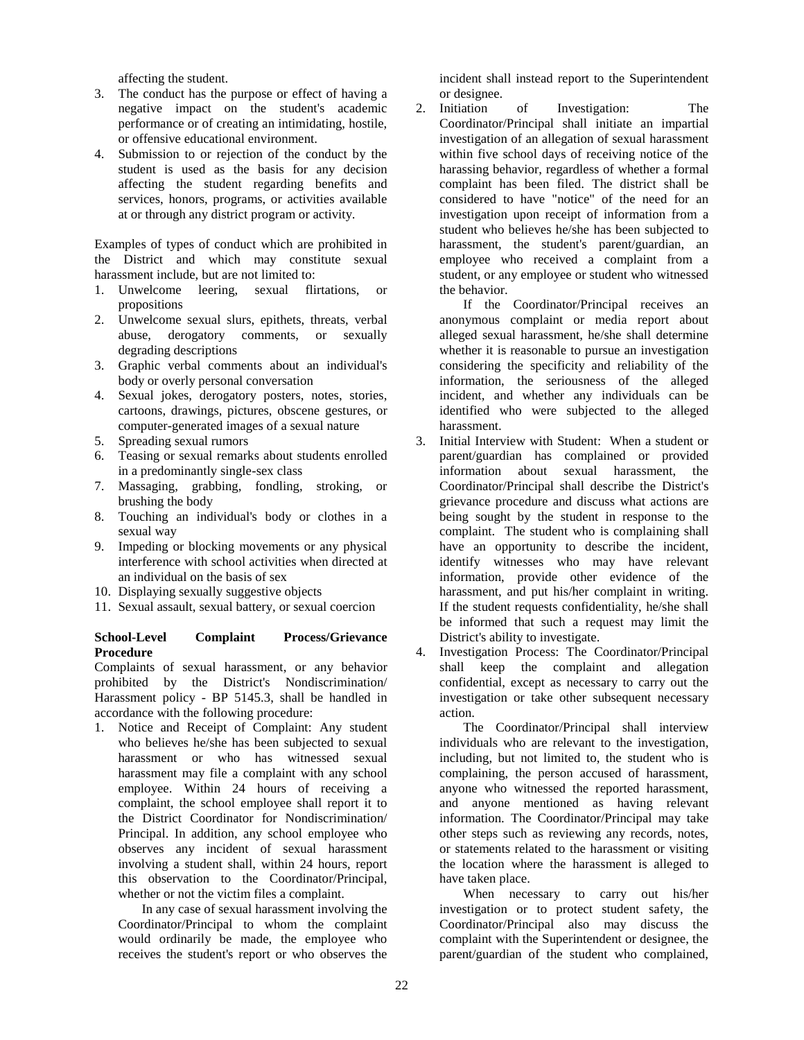affecting the student.

3. The conduct has the purpose or effect of having a negative impact on the student's academic performance or of creating an intimidating, hostile, or offensive educational environment.
4. Submission to or rejection of the conduct by the student is used as the basis for any decision affecting the student regarding benefits and services, honors, programs, or activities available at or through any district program or activity.

Examples of types of conduct which are prohibited in the District and which may constitute sexual harassment include, but are not limited to:

1. Unwelcome leering, sexual flirtations, or propositions
2. Unwelcome sexual slurs, epithets, threats, verbal abuse, derogatory comments, or sexually degrading descriptions
3. Graphic verbal comments about an individual's body or overly personal conversation
4. Sexual jokes, derogatory posters, notes, stories, cartoons, drawings, pictures, obscene gestures, or computer-generated images of a sexual nature
5. Spreading sexual rumors
6. Teasing or sexual remarks about students enrolled in a predominantly single-sex class
7. Massaging, grabbing, fondling, stroking, or brushing the body
8. Touching an individual's body or clothes in a sexual way
9. Impeding or blocking movements or any physical interference with school activities when directed at an individual on the basis of sex
10. Displaying sexually suggestive objects
11. Sexual assault, sexual battery, or sexual coercion

**School-Level Complaint Process/Grievance Procedure**

Complaints of sexual harassment, or any behavior prohibited by the District's Nondiscrimination/ Harassment policy - BP 5145.3, shall be handled in accordance with the following procedure:

1. Notice and Receipt of Complaint: Any student who believes he/she has been subjected to sexual harassment or who has witnessed sexual harassment may file a complaint with any school employee. Within 24 hours of receiving a complaint, the school employee shall report it to the District Coordinator for Nondiscrimination/ Principal. In addition, any school employee who observes any incident of sexual harassment involving a student shall, within 24 hours, report this observation to the Coordinator/Principal, whether or not the victim files a complaint.

   In any case of sexual harassment involving the Coordinator/Principal to whom the complaint would ordinarily be made, the employee who receives the student's report or who observes the incident shall instead report to the Superintendent or designee.

2. Initiation of Investigation: The Coordinator/Principal shall initiate an impartial investigation of an allegation of sexual harassment within five school days of receiving notice of the harassing behavior, regardless of whether a formal complaint has been filed. The district shall be considered to have "notice" of the need for an investigation upon receipt of information from a student who believes he/she has been subjected to harassment, the student's parent/guardian, an employee who received a complaint from a student, or any employee or student who witnessed the behavior.

   If the Coordinator/Principal receives an anonymous complaint or media report about alleged sexual harassment, he/she shall determine whether it is reasonable to pursue an investigation considering the specificity and reliability of the information, the seriousness of the alleged incident, and whether any individuals can be identified who were subjected to the alleged harassment.

3. Initial Interview with Student: When a student or parent/guardian has complained or provided information about sexual harassment, the Coordinator/Principal shall describe the District's grievance procedure and discuss what actions are being sought by the student in response to the complaint. The student who is complaining shall have an opportunity to describe the incident, identify witnesses who may have relevant information, provide other evidence of the harassment, and put his/her complaint in writing. If the student requests confidentiality, he/she shall be informed that such a request may limit the District's ability to investigate.

4. Investigation Process: The Coordinator/Principal shall keep the complaint and allegation confidential, except as necessary to carry out the investigation or take other subsequent necessary action.

   The Coordinator/Principal shall interview individuals who are relevant to the investigation, including, but not limited to, the student who is complaining, the person accused of harassment, anyone who witnessed the reported harassment, and anyone mentioned as having relevant information. The Coordinator/Principal may take other steps such as reviewing any records, notes, or statements related to the harassment or visiting the location where the harassment is alleged to have taken place.

   When necessary to carry out his/her investigation or to protect student safety, the Coordinator/Principal also may discuss the complaint with the Superintendent or designee, the parent/guardian of the student who complained,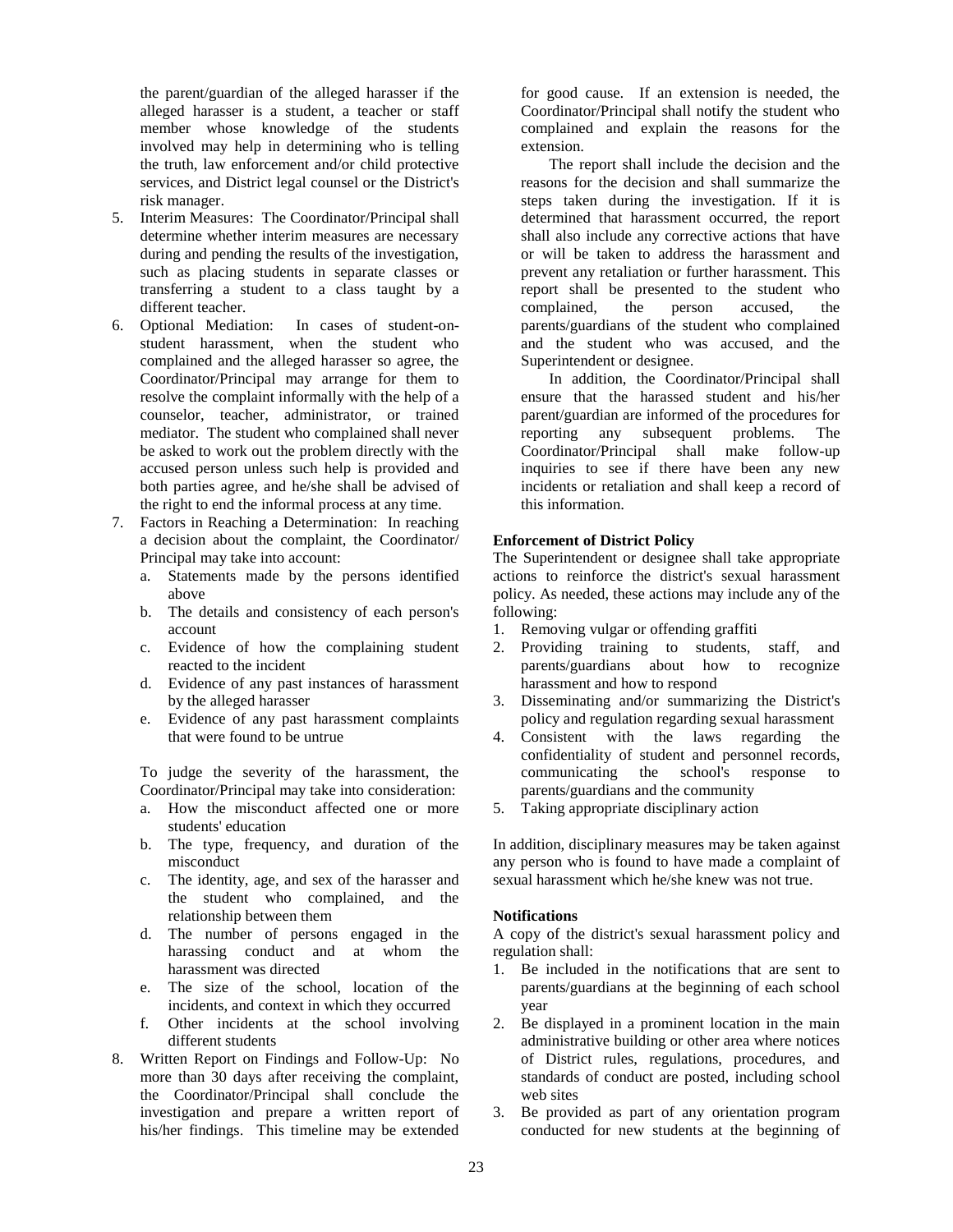the parent/guardian of the alleged harasser if the alleged harasser is a student, a teacher or staff member whose knowledge of the students involved may help in determining who is telling the truth, law enforcement and/or child protective services, and District legal counsel or the District's risk manager.

5. Interim Measures: The Coordinator/Principal shall determine whether interim measures are necessary during and pending the results of the investigation, such as placing students in separate classes or transferring a student to a class taught by a different teacher.
6. Optional Mediation: In cases of student-on-student harassment, when the student who complained and the alleged harasser so agree, the Coordinator/Principal may arrange for them to resolve the complaint informally with the help of a counselor, teacher, administrator, or trained mediator. The student who complained shall never be asked to work out the problem directly with the accused person unless such help is provided and both parties agree, and he/she shall be advised of the right to end the informal process at any time.
7. Factors in Reaching a Determination: In reaching a decision about the complaint, the Coordinator/ Principal may take into account:
   a. Statements made by the persons identified above
   b. The details and consistency of each person's account
   c. Evidence of how the complaining student reacted to the incident
   d. Evidence of any past instances of harassment by the alleged harasser
   e. Evidence of any past harassment complaints that were found to be untrue

   To judge the severity of the harassment, the Coordinator/Principal may take into consideration:
   a. How the misconduct affected one or more students' education
   b. The type, frequency, and duration of the misconduct
   c. The identity, age, and sex of the harasser and the student who complained, and the relationship between them
   d. The number of persons engaged in the harassing conduct and at whom the harassment was directed
   e. The size of the school, location of the incidents, and context in which they occurred
   f. Other incidents at the school involving different students
8. Written Report on Findings and Follow-Up: No more than 30 days after receiving the complaint, the Coordinator/Principal shall conclude the investigation and prepare a written report of his/her findings. This timeline may be extended for good cause. If an extension is needed, the Coordinator/Principal shall notify the student who complained and explain the reasons for the extension.

   The report shall include the decision and the reasons for the decision and shall summarize the steps taken during the investigation. If it is determined that harassment occurred, the report shall also include any corrective actions that have or will be taken to address the harassment and prevent any retaliation or further harassment. This report shall be presented to the student who complained, the person accused, the parents/guardians of the student who complained and the student who was accused, and the Superintendent or designee.

   In addition, the Coordinator/Principal shall ensure that the harassed student and his/her parent/guardian are informed of the procedures for reporting any subsequent problems. The Coordinator/Principal shall make follow-up inquiries to see if there have been any new incidents or retaliation and shall keep a record of this information.

**Enforcement of District Policy**

The Superintendent or designee shall take appropriate actions to reinforce the district's sexual harassment policy. As needed, these actions may include any of the following:

1. Removing vulgar or offending graffiti
2. Providing training to students, staff, and parents/guardians about how to recognize harassment and how to respond
3. Disseminating and/or summarizing the District's policy and regulation regarding sexual harassment
4. Consistent with the laws regarding the confidentiality of student and personnel records, communicating the school's response to parents/guardians and the community
5. Taking appropriate disciplinary action

In addition, disciplinary measures may be taken against any person who is found to have made a complaint of sexual harassment which he/she knew was not true.

**Notifications**

A copy of the district's sexual harassment policy and regulation shall:

1. Be included in the notifications that are sent to parents/guardians at the beginning of each school year
2. Be displayed in a prominent location in the main administrative building or other area where notices of District rules, regulations, procedures, and standards of conduct are posted, including school web sites
3. Be provided as part of any orientation program conducted for new students at the beginning of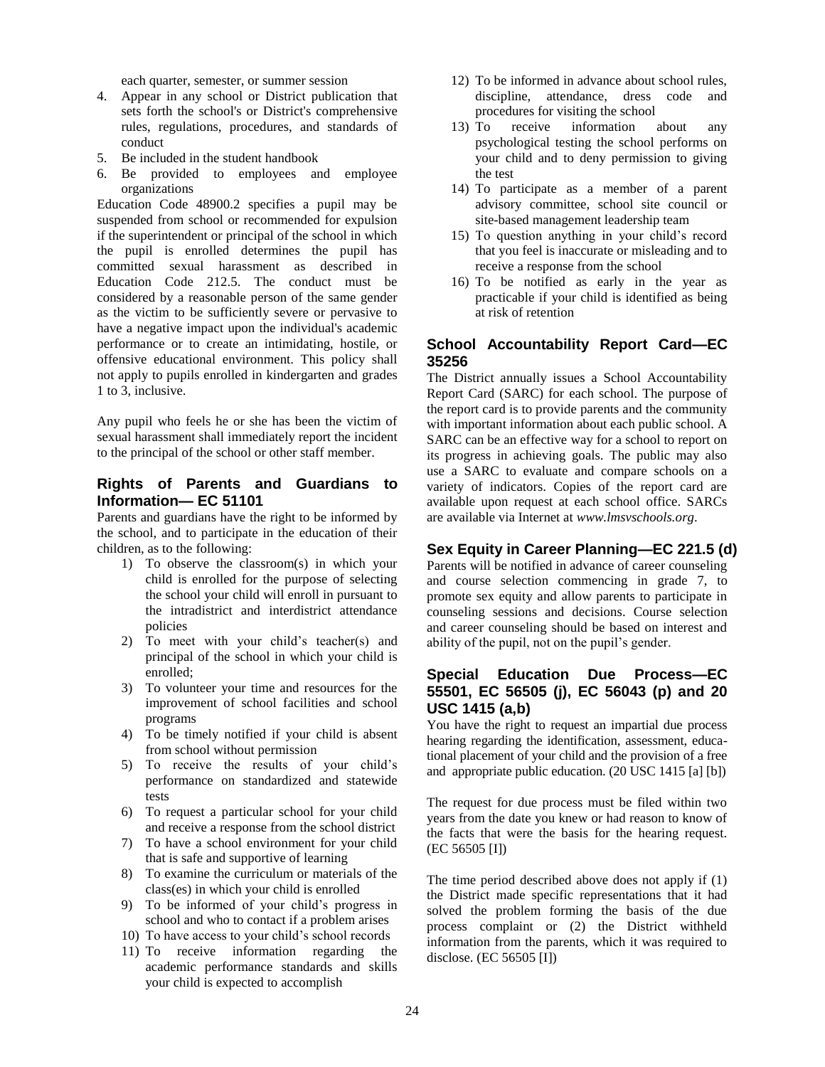each quarter, semester, or summer session

4. Appear in any school or District publication that sets forth the school's or District's comprehensive rules, regulations, procedures, and standards of conduct
5. Be included in the student handbook
6. Be provided to employees and employee organizations

Education Code 48900.2 specifies a pupil may be suspended from school or recommended for expulsion if the superintendent or principal of the school in which the pupil is enrolled determines the pupil has committed sexual harassment as described in Education Code 212.5. The conduct must be considered by a reasonable person of the same gender as the victim to be sufficiently severe or pervasive to have a negative impact upon the individual's academic performance or to create an intimidating, hostile, or offensive educational environment. This policy shall not apply to pupils enrolled in kindergarten and grades 1 to 3, inclusive.

Any pupil who feels he or she has been the victim of sexual harassment shall immediately report the incident to the principal of the school or other staff member.

### Rights of Parents and Guardians to Information— EC 51101

Parents and guardians have the right to be informed by the school, and to participate in the education of their children, as to the following:

1) To observe the classroom(s) in which your child is enrolled for the purpose of selecting the school your child will enroll in pursuant to the intradistrict and interdistrict attendance policies
2) To meet with your child's teacher(s) and principal of the school in which your child is enrolled;
3) To volunteer your time and resources for the improvement of school facilities and school programs
4) To be timely notified if your child is absent from school without permission
5) To receive the results of your child's performance on standardized and statewide tests
6) To request a particular school for your child and receive a response from the school district
7) To have a school environment for your child that is safe and supportive of learning
8) To examine the curriculum or materials of the class(es) in which your child is enrolled
9) To be informed of your child's progress in school and who to contact if a problem arises
10) To have access to your child's school records
11) To receive information regarding the academic performance standards and skills your child is expected to accomplish
12) To be informed in advance about school rules, discipline, attendance, dress code and procedures for visiting the school
13) To receive information about any psychological testing the school performs on your child and to deny permission to giving the test
14) To participate as a member of a parent advisory committee, school site council or site-based management leadership team
15) To question anything in your child's record that you feel is inaccurate or misleading and to receive a response from the school
16) To be notified as early in the year as practicable if your child is identified as being at risk of retention

### School Accountability Report Card—EC 35256

The District annually issues a School Accountability Report Card (SARC) for each school. The purpose of the report card is to provide parents and the community with important information about each public school. A SARC can be an effective way for a school to report on its progress in achieving goals. The public may also use a SARC to evaluate and compare schools on a variety of indicators. Copies of the report card are available upon request at each school office. SARCs are available via Internet at *www.lmsvschools.org*.

### Sex Equity in Career Planning—EC 221.5 (d)

Parents will be notified in advance of career counseling and course selection commencing in grade 7, to promote sex equity and allow parents to participate in counseling sessions and decisions. Course selection and career counseling should be based on interest and ability of the pupil, not on the pupil's gender.

### Special Education Due Process—EC 55501, EC 56505 (j), EC 56043 (p) and 20 USC 1415 (a,b)

You have the right to request an impartial due process hearing regarding the identification, assessment, educational placement of your child and the provision of a free and appropriate public education. (20 USC 1415 [a] [b])

The request for due process must be filed within two years from the date you knew or had reason to know of the facts that were the basis for the hearing request. (EC 56505 [I])

The time period described above does not apply if (1) the District made specific representations that it had solved the problem forming the basis of the due process complaint or (2) the District withheld information from the parents, which it was required to disclose. (EC 56505 [I])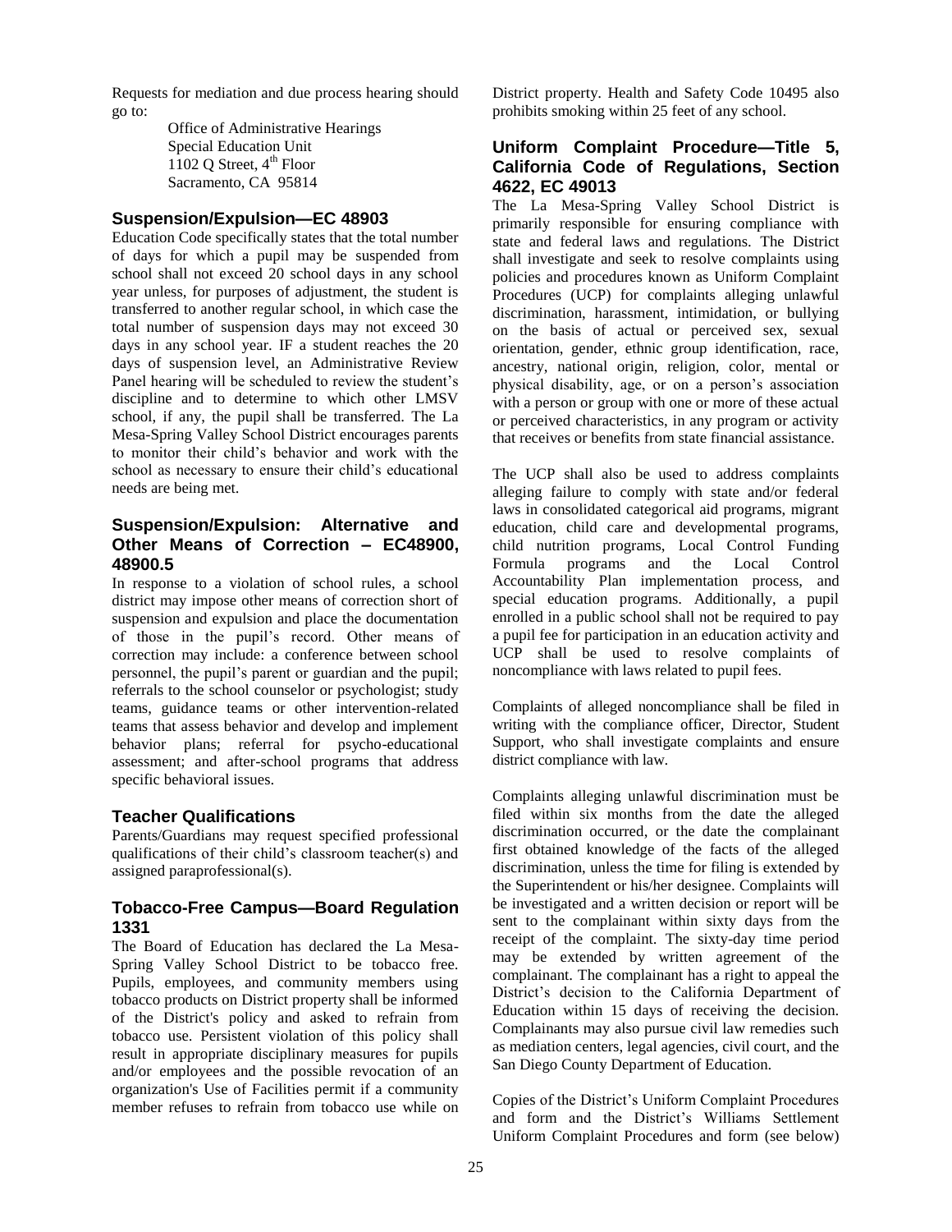Requests for mediation and due process hearing should go to:

Office of Administrative Hearings
Special Education Unit
1102 Q Street, 4th Floor
Sacramento, CA 95814

### Suspension/Expulsion—EC 48903

Education Code specifically states that the total number of days for which a pupil may be suspended from school shall not exceed 20 school days in any school year unless, for purposes of adjustment, the student is transferred to another regular school, in which case the total number of suspension days may not exceed 30 days in any school year. IF a student reaches the 20 days of suspension level, an Administrative Review Panel hearing will be scheduled to review the student's discipline and to determine to which other LMSV school, if any, the pupil shall be transferred. The La Mesa-Spring Valley School District encourages parents to monitor their child's behavior and work with the school as necessary to ensure their child's educational needs are being met.

### Suspension/Expulsion: Alternative and Other Means of Correction – EC48900, 48900.5

In response to a violation of school rules, a school district may impose other means of correction short of suspension and expulsion and place the documentation of those in the pupil's record. Other means of correction may include: a conference between school personnel, the pupil's parent or guardian and the pupil; referrals to the school counselor or psychologist; study teams, guidance teams or other intervention-related teams that assess behavior and develop and implement behavior plans; referral for psycho-educational assessment; and after-school programs that address specific behavioral issues.

### Teacher Qualifications

Parents/Guardians may request specified professional qualifications of their child's classroom teacher(s) and assigned paraprofessional(s).

### Tobacco-Free Campus—Board Regulation 1331

The Board of Education has declared the La Mesa-Spring Valley School District to be tobacco free. Pupils, employees, and community members using tobacco products on District property shall be informed of the District's policy and asked to refrain from tobacco use. Persistent violation of this policy shall result in appropriate disciplinary measures for pupils and/or employees and the possible revocation of an organization's Use of Facilities permit if a community member refuses to refrain from tobacco use while on District property. Health and Safety Code 10495 also prohibits smoking within 25 feet of any school.

### Uniform Complaint Procedure—Title 5, California Code of Regulations, Section 4622, EC 49013

The La Mesa-Spring Valley School District is primarily responsible for ensuring compliance with state and federal laws and regulations. The District shall investigate and seek to resolve complaints using policies and procedures known as Uniform Complaint Procedures (UCP) for complaints alleging unlawful discrimination, harassment, intimidation, or bullying on the basis of actual or perceived sex, sexual orientation, gender, ethnic group identification, race, ancestry, national origin, religion, color, mental or physical disability, age, or on a person's association with a person or group with one or more of these actual or perceived characteristics, in any program or activity that receives or benefits from state financial assistance.

The UCP shall also be used to address complaints alleging failure to comply with state and/or federal laws in consolidated categorical aid programs, migrant education, child care and developmental programs, child nutrition programs, Local Control Funding Formula programs and the Local Control Accountability Plan implementation process, and special education programs. Additionally, a pupil enrolled in a public school shall not be required to pay a pupil fee for participation in an education activity and UCP shall be used to resolve complaints of noncompliance with laws related to pupil fees.

Complaints of alleged noncompliance shall be filed in writing with the compliance officer, Director, Student Support, who shall investigate complaints and ensure district compliance with law.

Complaints alleging unlawful discrimination must be filed within six months from the date the alleged discrimination occurred, or the date the complainant first obtained knowledge of the facts of the alleged discrimination, unless the time for filing is extended by the Superintendent or his/her designee. Complaints will be investigated and a written decision or report will be sent to the complainant within sixty days from the receipt of the complaint. The sixty-day time period may be extended by written agreement of the complainant. The complainant has a right to appeal the District's decision to the California Department of Education within 15 days of receiving the decision. Complainants may also pursue civil law remedies such as mediation centers, legal agencies, civil court, and the San Diego County Department of Education.

Copies of the District's Uniform Complaint Procedures and form and the District's Williams Settlement Uniform Complaint Procedures and form (see below)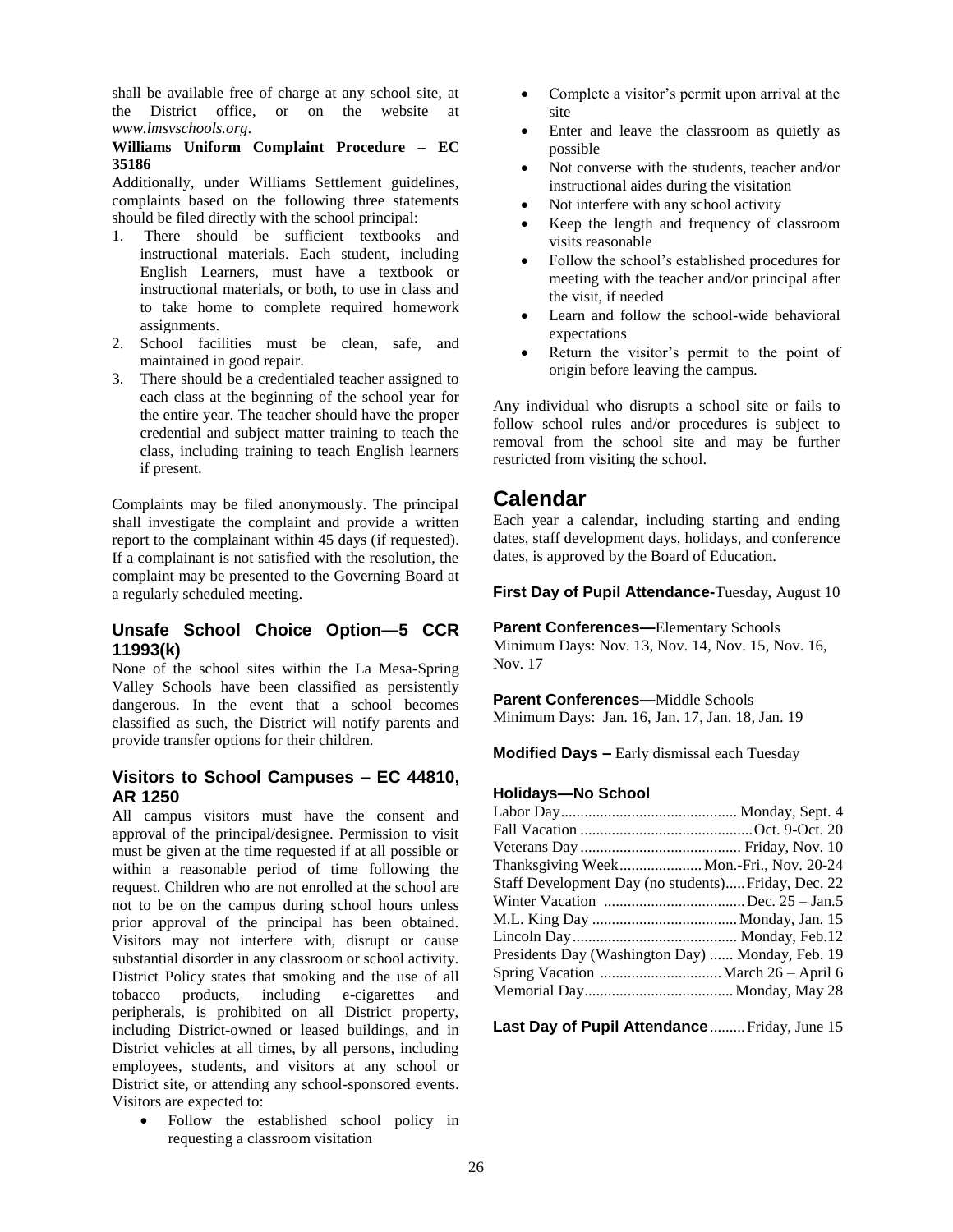shall be available free of charge at any school site, at the District office, or on the website at *www.lmsvschools.org*.

**Williams Uniform Complaint Procedure – EC 35186**

Additionally, under Williams Settlement guidelines, complaints based on the following three statements should be filed directly with the school principal:

1. There should be sufficient textbooks and instructional materials. Each student, including English Learners, must have a textbook or instructional materials, or both, to use in class and to take home to complete required homework assignments.
2. School facilities must be clean, safe, and maintained in good repair.
3. There should be a credentialed teacher assigned to each class at the beginning of the school year for the entire year. The teacher should have the proper credential and subject matter training to teach the class, including training to teach English learners if present.

Complaints may be filed anonymously. The principal shall investigate the complaint and provide a written report to the complainant within 45 days (if requested). If a complainant is not satisfied with the resolution, the complaint may be presented to the Governing Board at a regularly scheduled meeting.

### Unsafe School Choice Option—5 CCR 11993(k)

None of the school sites within the La Mesa-Spring Valley Schools have been classified as persistently dangerous. In the event that a school becomes classified as such, the District will notify parents and provide transfer options for their children.

### Visitors to School Campuses – EC 44810, AR 1250

All campus visitors must have the consent and approval of the principal/designee. Permission to visit must be given at the time requested if at all possible or within a reasonable period of time following the request. Children who are not enrolled at the school are not to be on the campus during school hours unless prior approval of the principal has been obtained. Visitors may not interfere with, disrupt or cause substantial disorder in any classroom or school activity. District Policy states that smoking and the use of all tobacco products, including e-cigarettes and peripherals, is prohibited on all District property, including District-owned or leased buildings, and in District vehicles at all times, by all persons, including employees, students, and visitors at any school or District site, or attending any school-sponsored events. Visitors are expected to:

- Follow the established school policy in requesting a classroom visitation
- Complete a visitor's permit upon arrival at the site
- Enter and leave the classroom as quietly as possible
- Not converse with the students, teacher and/or instructional aides during the visitation
- Not interfere with any school activity
- Keep the length and frequency of classroom visits reasonable
- Follow the school's established procedures for meeting with the teacher and/or principal after the visit, if needed
- Learn and follow the school-wide behavioral expectations
- Return the visitor's permit to the point of origin before leaving the campus.

Any individual who disrupts a school site or fails to follow school rules and/or procedures is subject to removal from the school site and may be further restricted from visiting the school.

## Calendar

Each year a calendar, including starting and ending dates, staff development days, holidays, and conference dates, is approved by the Board of Education.

**First Day of Pupil Attendance-**Tuesday, August 10

**Parent Conferences—**Elementary Schools
Minimum Days: Nov. 13, Nov. 14, Nov. 15, Nov. 16, Nov. 17

**Parent Conferences—**Middle Schools
Minimum Days: Jan. 16, Jan. 17, Jan. 18, Jan. 19

**Modified Days –** Early dismissal each Tuesday

#### Holidays—No School

Labor Day............................................ Monday, Sept. 4
Fall Vacation ...........................................Oct. 9-Oct. 20
Veterans Day ......................................... Friday, Nov. 10
Thanksgiving Week.....................Mon.-Fri., Nov. 20-24
Staff Development Day (no students).....Friday, Dec. 22
Winter Vacation ....................................Dec. 25 – Jan.5
M.L. King Day .....................................Monday, Jan. 15
Lincoln Day.......................................... Monday, Feb.12
Presidents Day (Washington Day) ...... Monday, Feb. 19
Spring Vacation ...............................March 26 – April 6
Memorial Day......................................Monday, May 28

**Last Day of Pupil Attendance**.........Friday, June 15